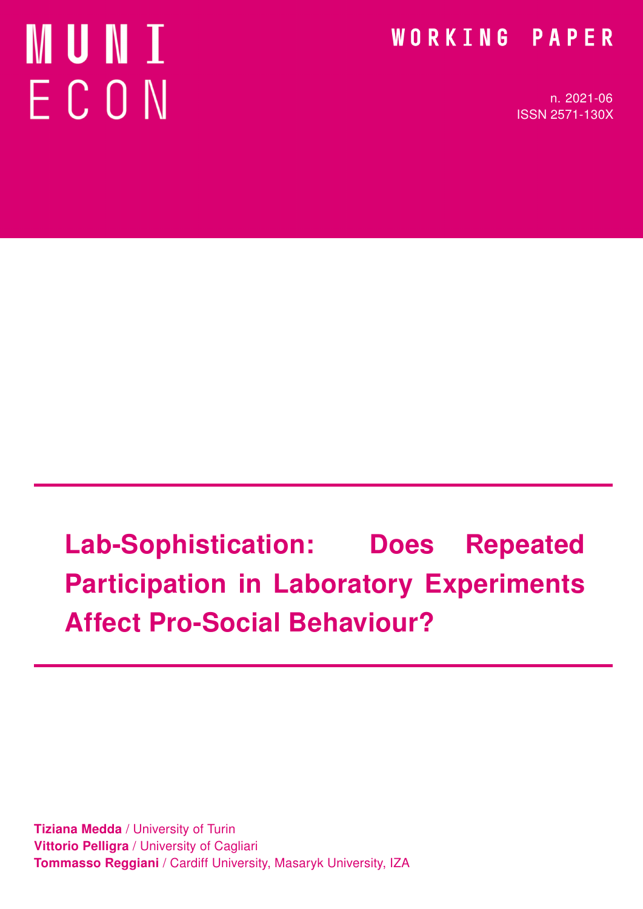MUNI ECON

WORKING PAPER

n. 2021-06
ISSN 2571-130X

# Lab-Sophistication: Does Repeated Participation in Laboratory Experiments Affect Pro-Social Behaviour?

**Tiziana Medda** / University of Turin
**Vittorio Pelligra** / University of Cagliari
**Tommasso Reggiani** / Cardiff University, Masaryk University, IZA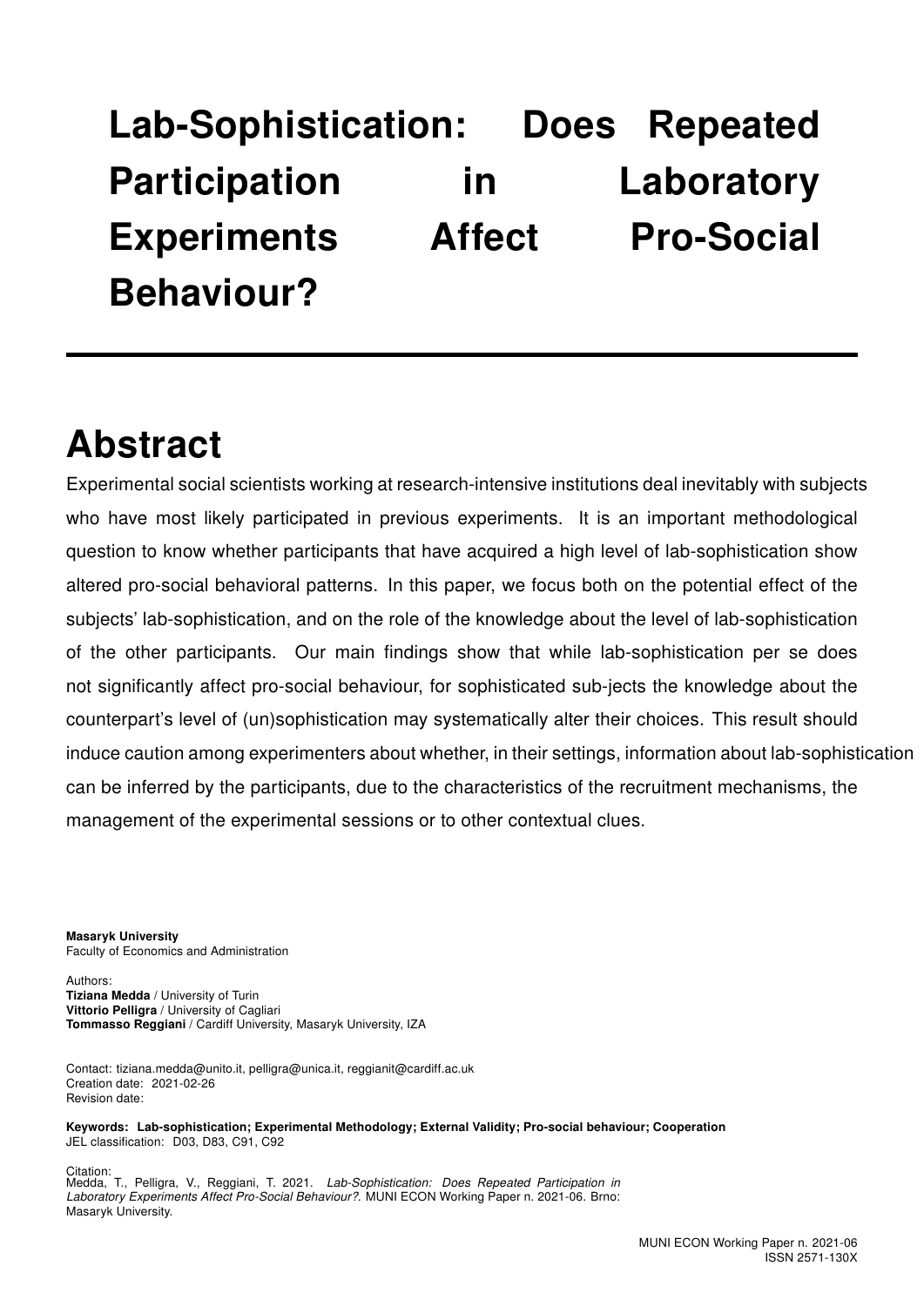# Lab-Sophistication: Does Repeated Participation in Laboratory Experiments Affect Pro-Social Behaviour?

## Abstract

Experimental social scientists working at research-intensive institutions deal inevitably with subjects who have most likely participated in previous experiments. It is an important methodological question to know whether participants that have acquired a high level of lab-sophistication show altered pro-social behavioral patterns. In this paper, we focus both on the potential effect of the subjects' lab-sophistication, and on the role of the knowledge about the level of lab-sophistication of the other participants. Our main findings show that while lab-sophistication per se does not significantly affect pro-social behaviour, for sophisticated sub-jects the knowledge about the counterpart's level of (un)sophistication may systematically alter their choices. This result should induce caution among experimenters about whether, in their settings, information about lab-sophistication can be inferred by the participants, due to the characteristics of the recruitment mechanisms, the management of the experimental sessions or to other contextual clues.

**Masaryk University**
Faculty of Economics and Administration

Authors:
**Tiziana Medda** / University of Turin
**Vittorio Pelligra** / University of Cagliari
**Tommasso Reggiani** / Cardiff University, Masaryk University, IZA

Contact: tiziana.medda@unito.it, pelligra@unica.it, reggianit@cardiff.ac.uk
Creation date: 2021-02-26
Revision date:

**Keywords: Lab-sophistication; Experimental Methodology; External Validity; Pro-social behaviour; Cooperation**
JEL classification: D03, D83, C91, C92

Citation:
Medda, T., Pelligra, V., Reggiani, T. 2021. *Lab-Sophistication: Does Repeated Participation in Laboratory Experiments Affect Pro-Social Behaviour?*. MUNI ECON Working Paper n. 2021-06. Brno: Masaryk University.

MUNI ECON Working Paper n. 2021-06
ISSN 2571-130X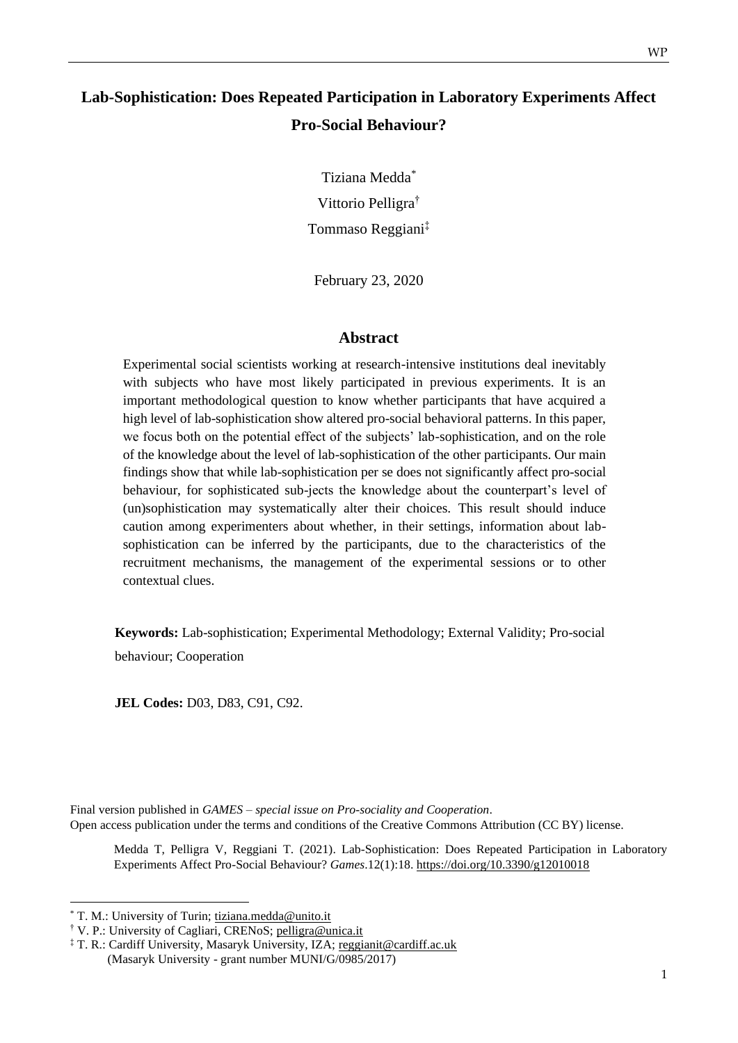# Lab-Sophistication: Does Repeated Participation in Laboratory Experiments Affect Pro-Social Behaviour?

Tiziana Medda[*]

Vittorio Pelligra[†]

Tommaso Reggiani[‡]

February 23, 2020

## Abstract

Experimental social scientists working at research-intensive institutions deal inevitably with subjects who have most likely participated in previous experiments. It is an important methodological question to know whether participants that have acquired a high level of lab-sophistication show altered pro-social behavioral patterns. In this paper, we focus both on the potential effect of the subjects' lab-sophistication, and on the role of the knowledge about the level of lab-sophistication of the other participants. Our main findings show that while lab-sophistication per se does not significantly affect pro-social behaviour, for sophisticated sub-jects the knowledge about the counterpart's level of (un)sophistication may systematically alter their choices. This result should induce caution among experimenters about whether, in their settings, information about lab-sophistication can be inferred by the participants, due to the characteristics of the recruitment mechanisms, the management of the experimental sessions or to other contextual clues.

**Keywords:** Lab-sophistication; Experimental Methodology; External Validity; Pro-social behaviour; Cooperation

**JEL Codes:** D03, D83, C91, C92.

Final version published in *GAMES – special issue on Pro-sociality and Cooperation*.
Open access publication under the terms and conditions of the Creative Commons Attribution (CC BY) license.

Medda T, Pelligra V, Reggiani T. (2021). Lab-Sophistication: Does Repeated Participation in Laboratory Experiments Affect Pro-Social Behaviour? *Games*.12(1):18. https://doi.org/10.3390/g12010018

---

[*] T. M.: University of Turin; tiziana.medda@unito.it

[†] V. P.: University of Cagliari, CRENoS; pelligra@unica.it

[‡] T. R.: Cardiff University, Masaryk University, IZA; reggianit@cardiff.ac.uk
(Masaryk University - grant number MUNI/G/0985/2017)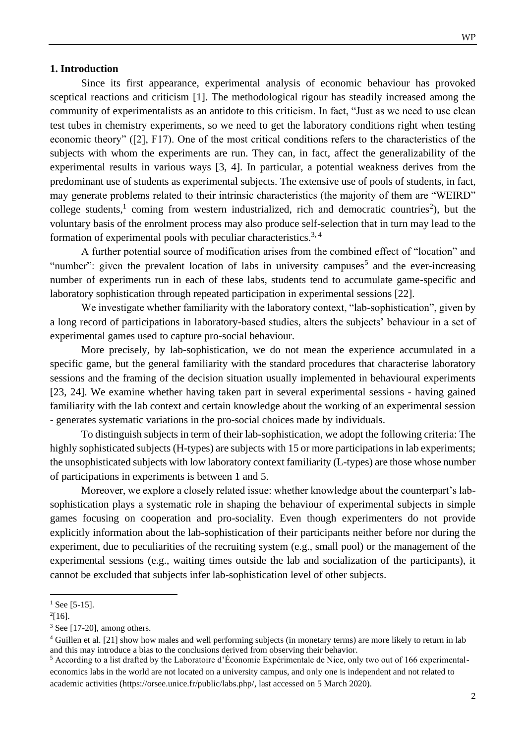## 1. Introduction

Since its first appearance, experimental analysis of economic behaviour has provoked sceptical reactions and criticism [1]. The methodological rigour has steadily increased among the community of experimentalists as an antidote to this criticism. In fact, "Just as we need to use clean test tubes in chemistry experiments, so we need to get the laboratory conditions right when testing economic theory" ([2], F17). One of the most critical conditions refers to the characteristics of the subjects with whom the experiments are run. They can, in fact, affect the generalizability of the experimental results in various ways [3, 4]. In particular, a potential weakness derives from the predominant use of students as experimental subjects. The extensive use of pools of students, in fact, may generate problems related to their intrinsic characteristics (the majority of them are "WEIRD" college students,[1] coming from western industrialized, rich and democratic countries[2]), but the voluntary basis of the enrolment process may also produce self-selection that in turn may lead to the formation of experimental pools with peculiar characteristics.[3, 4]

A further potential source of modification arises from the combined effect of "location" and "number": given the prevalent location of labs in university campuses[5] and the ever-increasing number of experiments run in each of these labs, students tend to accumulate game-specific and laboratory sophistication through repeated participation in experimental sessions [22].

We investigate whether familiarity with the laboratory context, "lab-sophistication", given by a long record of participations in laboratory-based studies, alters the subjects' behaviour in a set of experimental games used to capture pro-social behaviour.

More precisely, by lab-sophistication, we do not mean the experience accumulated in a specific game, but the general familiarity with the standard procedures that characterise laboratory sessions and the framing of the decision situation usually implemented in behavioural experiments [23, 24]. We examine whether having taken part in several experimental sessions - having gained familiarity with the lab context and certain knowledge about the working of an experimental session - generates systematic variations in the pro-social choices made by individuals.

To distinguish subjects in term of their lab-sophistication, we adopt the following criteria: The highly sophisticated subjects (H-types) are subjects with 15 or more participations in lab experiments; the unsophisticated subjects with low laboratory context familiarity (L-types) are those whose number of participations in experiments is between 1 and 5.

Moreover, we explore a closely related issue: whether knowledge about the counterpart's lab-sophistication plays a systematic role in shaping the behaviour of experimental subjects in simple games focusing on cooperation and pro-sociality. Even though experimenters do not provide explicitly information about the lab-sophistication of their participants neither before nor during the experiment, due to peculiarities of the recruiting system (e.g., small pool) or the management of the experimental sessions (e.g., waiting times outside the lab and socialization of the participants), it cannot be excluded that subjects infer lab-sophistication level of other subjects.

---

[1] See [5-15].

[2] [16].

[3] See [17-20], among others.

[4] Guillen et al. [21] show how males and well performing subjects (in monetary terms) are more likely to return in lab and this may introduce a bias to the conclusions derived from observing their behavior.

[5] According to a list drafted by the Laboratoire d'Économie Expérimentale de Nice, only two out of 166 experimental-economics labs in the world are not located on a university campus, and only one is independent and not related to academic activities (https://orsee.unice.fr/public/labs.php/, last accessed on 5 March 2020).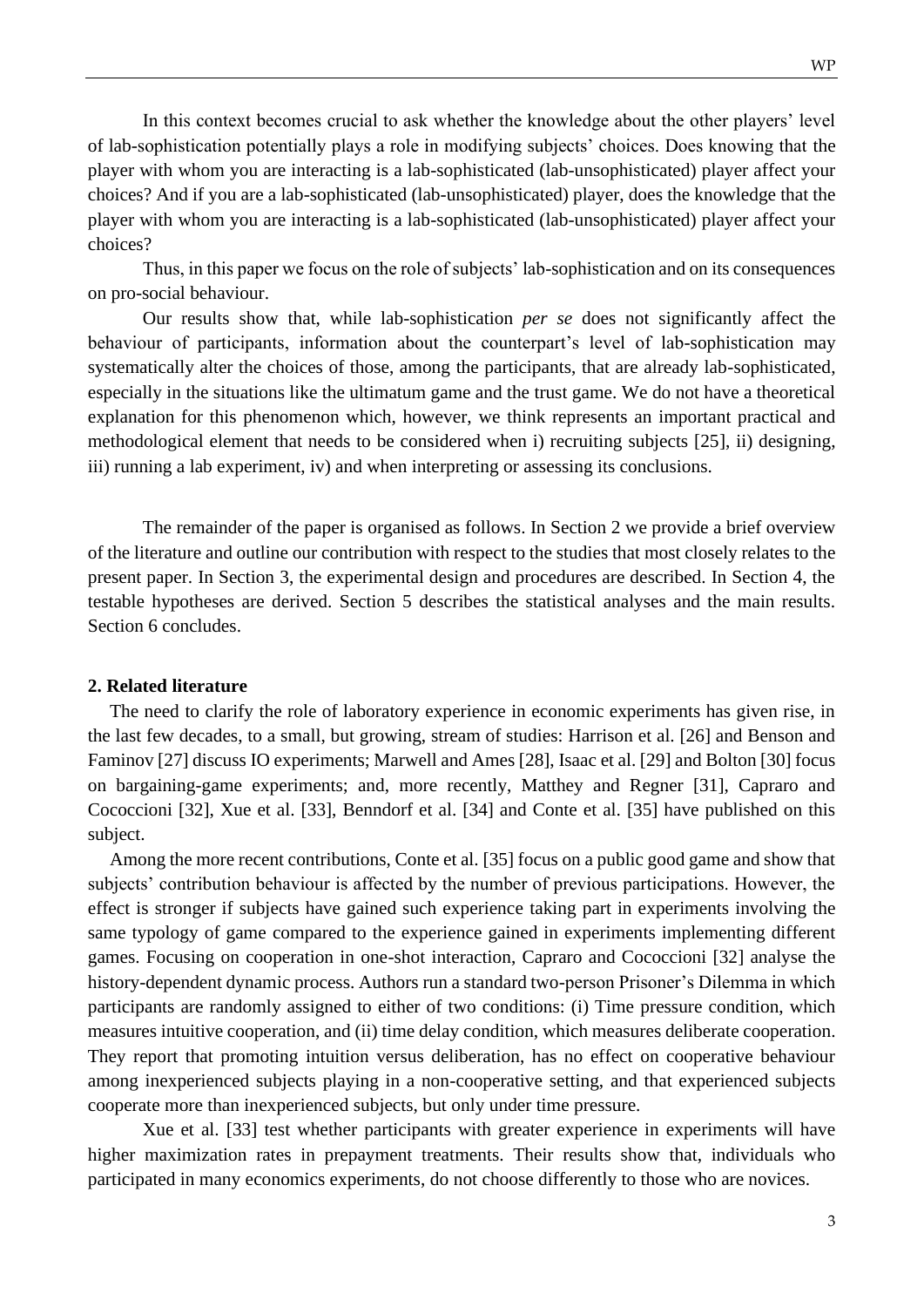In this context becomes crucial to ask whether the knowledge about the other players' level of lab-sophistication potentially plays a role in modifying subjects' choices. Does knowing that the player with whom you are interacting is a lab-sophisticated (lab-unsophisticated) player affect your choices? And if you are a lab-sophisticated (lab-unsophisticated) player, does the knowledge that the player with whom you are interacting is a lab-sophisticated (lab-unsophisticated) player affect your choices?

Thus, in this paper we focus on the role of subjects' lab-sophistication and on its consequences on pro-social behaviour.

Our results show that, while lab-sophistication *per se* does not significantly affect the behaviour of participants, information about the counterpart's level of lab-sophistication may systematically alter the choices of those, among the participants, that are already lab-sophisticated, especially in the situations like the ultimatum game and the trust game. We do not have a theoretical explanation for this phenomenon which, however, we think represents an important practical and methodological element that needs to be considered when i) recruiting subjects [25], ii) designing, iii) running a lab experiment, iv) and when interpreting or assessing its conclusions.

The remainder of the paper is organised as follows. In Section 2 we provide a brief overview of the literature and outline our contribution with respect to the studies that most closely relates to the present paper. In Section 3, the experimental design and procedures are described. In Section 4, the testable hypotheses are derived. Section 5 describes the statistical analyses and the main results. Section 6 concludes.

## 2. Related literature

The need to clarify the role of laboratory experience in economic experiments has given rise, in the last few decades, to a small, but growing, stream of studies: Harrison et al. [26] and Benson and Faminov [27] discuss IO experiments; Marwell and Ames [28], Isaac et al. [29] and Bolton [30] focus on bargaining-game experiments; and, more recently, Matthey and Regner [31], Capraro and Cococcioni [32], Xue et al. [33], Benndorf et al. [34] and Conte et al. [35] have published on this subject.

Among the more recent contributions, Conte et al. [35] focus on a public good game and show that subjects' contribution behaviour is affected by the number of previous participations. However, the effect is stronger if subjects have gained such experience taking part in experiments involving the same typology of game compared to the experience gained in experiments implementing different games. Focusing on cooperation in one-shot interaction, Capraro and Cococcioni [32] analyse the history-dependent dynamic process. Authors run a standard two-person Prisoner's Dilemma in which participants are randomly assigned to either of two conditions: (i) Time pressure condition, which measures intuitive cooperation, and (ii) time delay condition, which measures deliberate cooperation. They report that promoting intuition versus deliberation, has no effect on cooperative behaviour among inexperienced subjects playing in a non-cooperative setting, and that experienced subjects cooperate more than inexperienced subjects, but only under time pressure.

Xue et al. [33] test whether participants with greater experience in experiments will have higher maximization rates in prepayment treatments. Their results show that, individuals who participated in many economics experiments, do not choose differently to those who are novices.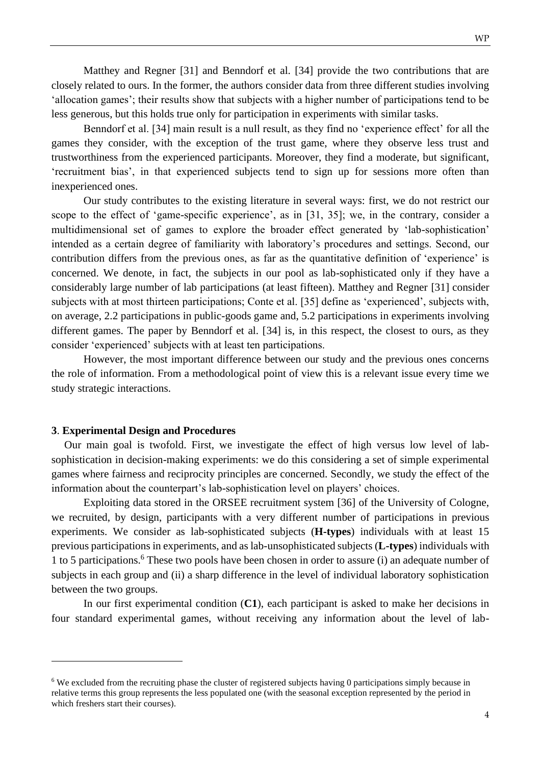Matthey and Regner [31] and Benndorf et al. [34] provide the two contributions that are closely related to ours. In the former, the authors consider data from three different studies involving 'allocation games'; their results show that subjects with a higher number of participations tend to be less generous, but this holds true only for participation in experiments with similar tasks.

Benndorf et al. [34] main result is a null result, as they find no 'experience effect' for all the games they consider, with the exception of the trust game, where they observe less trust and trustworthiness from the experienced participants. Moreover, they find a moderate, but significant, 'recruitment bias', in that experienced subjects tend to sign up for sessions more often than inexperienced ones.

Our study contributes to the existing literature in several ways: first, we do not restrict our scope to the effect of 'game-specific experience', as in [31, 35]; we, in the contrary, consider a multidimensional set of games to explore the broader effect generated by 'lab-sophistication' intended as a certain degree of familiarity with laboratory's procedures and settings. Second, our contribution differs from the previous ones, as far as the quantitative definition of 'experience' is concerned. We denote, in fact, the subjects in our pool as lab-sophisticated only if they have a considerably large number of lab participations (at least fifteen). Matthey and Regner [31] consider subjects with at most thirteen participations; Conte et al. [35] define as 'experienced', subjects with, on average, 2.2 participations in public-goods game and, 5.2 participations in experiments involving different games. The paper by Benndorf et al. [34] is, in this respect, the closest to ours, as they consider 'experienced' subjects with at least ten participations.

However, the most important difference between our study and the previous ones concerns the role of information. From a methodological point of view this is a relevant issue every time we study strategic interactions.

## 3. Experimental Design and Procedures

Our main goal is twofold. First, we investigate the effect of high versus low level of lab-sophistication in decision-making experiments: we do this considering a set of simple experimental games where fairness and reciprocity principles are concerned. Secondly, we study the effect of the information about the counterpart's lab-sophistication level on players' choices.

Exploiting data stored in the ORSEE recruitment system [36] of the University of Cologne, we recruited, by design, participants with a very different number of participations in previous experiments. We consider as lab-sophisticated subjects (**H-types**) individuals with at least 15 previous participations in experiments, and as lab-unsophisticated subjects (**L-types**) individuals with 1 to 5 participations.[6] These two pools have been chosen in order to assure (i) an adequate number of subjects in each group and (ii) a sharp difference in the level of individual laboratory sophistication between the two groups.

In our first experimental condition (**C1**), each participant is asked to make her decisions in four standard experimental games, without receiving any information about the level of lab-

[6] We excluded from the recruiting phase the cluster of registered subjects having 0 participations simply because in relative terms this group represents the less populated one (with the seasonal exception represented by the period in which freshers start their courses).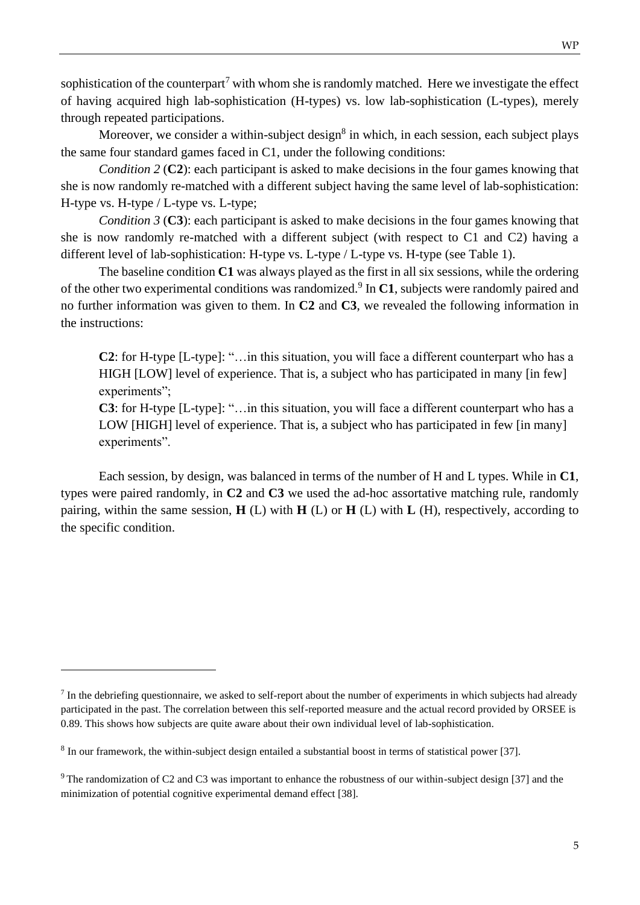sophistication of the counterpart[7] with whom she is randomly matched. Here we investigate the effect of having acquired high lab-sophistication (H-types) vs. low lab-sophistication (L-types), merely through repeated participations.

Moreover, we consider a within-subject design[8] in which, in each session, each subject plays the same four standard games faced in C1, under the following conditions:

*Condition 2* (**C2**): each participant is asked to make decisions in the four games knowing that she is now randomly re-matched with a different subject having the same level of lab-sophistication: H-type vs. H-type / L-type vs. L-type;

*Condition 3* (**C3**): each participant is asked to make decisions in the four games knowing that she is now randomly re-matched with a different subject (with respect to C1 and C2) having a different level of lab-sophistication: H-type vs. L-type / L-type vs. H-type (see Table 1).

The baseline condition **C1** was always played as the first in all six sessions, while the ordering of the other two experimental conditions was randomized.[9] In **C1**, subjects were randomly paired and no further information was given to them. In **C2** and **C3**, we revealed the following information in the instructions:

> **C2**: for H-type [L-type]: "…in this situation, you will face a different counterpart who has a HIGH [LOW] level of experience. That is, a subject who has participated in many [in few] experiments";
>
> **C3**: for H-type [L-type]: "…in this situation, you will face a different counterpart who has a LOW [HIGH] level of experience. That is, a subject who has participated in few [in many] experiments".

Each session, by design, was balanced in terms of the number of H and L types. While in **C1**, types were paired randomly, in **C2** and **C3** we used the ad-hoc assortative matching rule, randomly pairing, within the same session, **H** (L) with **H** (L) or **H** (L) with **L** (H), respectively, according to the specific condition.

---

[7] In the debriefing questionnaire, we asked to self-report about the number of experiments in which subjects had already participated in the past. The correlation between this self-reported measure and the actual record provided by ORSEE is 0.89. This shows how subjects are quite aware about their own individual level of lab-sophistication.

[8] In our framework, the within-subject design entailed a substantial boost in terms of statistical power [37].

[9] The randomization of C2 and C3 was important to enhance the robustness of our within-subject design [37] and the minimization of potential cognitive experimental demand effect [38].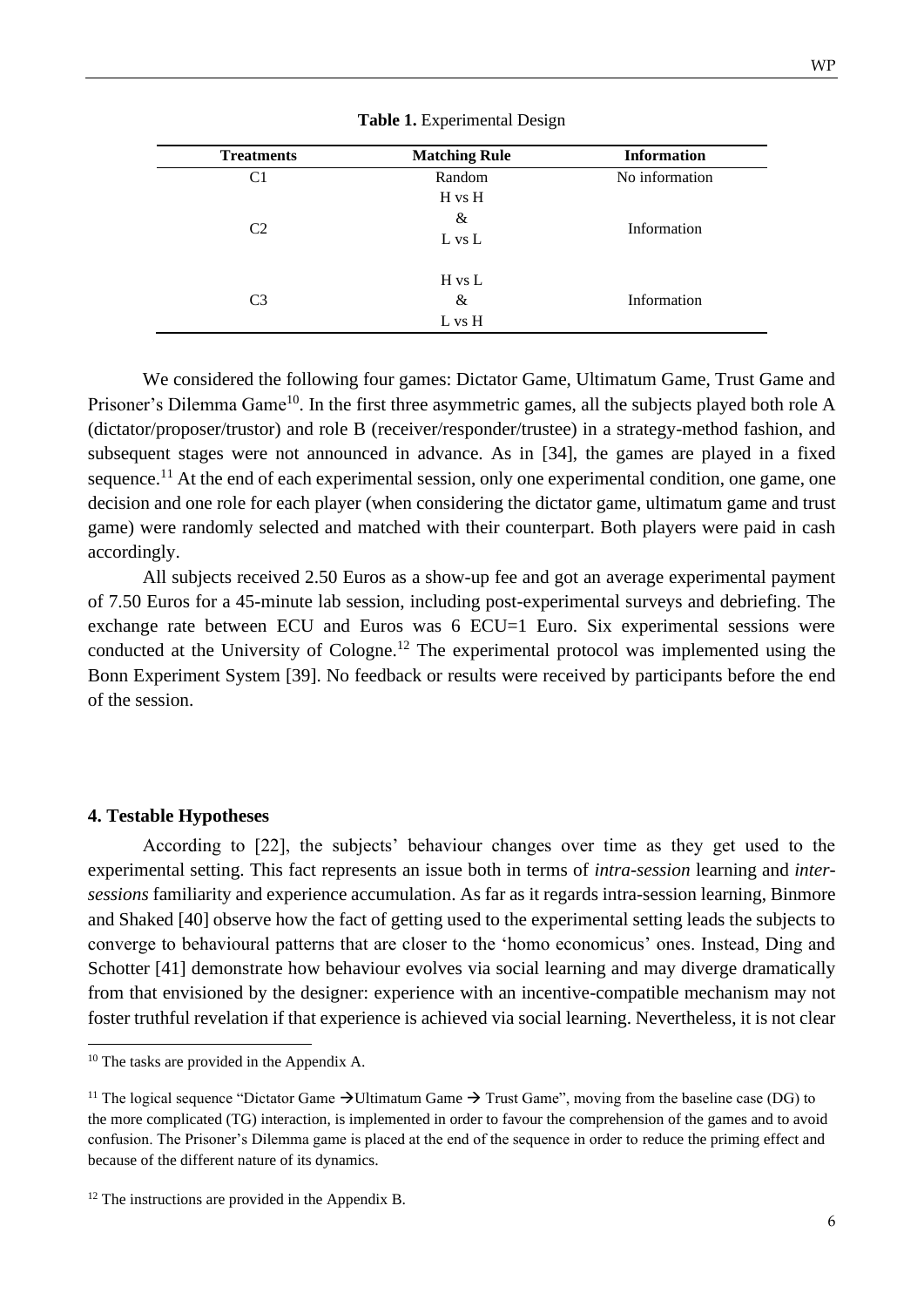**Table 1.** Experimental Design

| Treatments | Matching Rule | Information |
|---|---|---|
| C1 | Random | No information |
| C2 | H vs H & L vs L | Information |
| C3 | H vs L & L vs H | Information |

We considered the following four games: Dictator Game, Ultimatum Game, Trust Game and Prisoner's Dilemma Game[10]. In the first three asymmetric games, all the subjects played both role A (dictator/proposer/trustor) and role B (receiver/responder/trustee) in a strategy-method fashion, and subsequent stages were not announced in advance. As in [34], the games are played in a fixed sequence.[11] At the end of each experimental session, only one experimental condition, one game, one decision and one role for each player (when considering the dictator game, ultimatum game and trust game) were randomly selected and matched with their counterpart. Both players were paid in cash accordingly.

All subjects received 2.50 Euros as a show-up fee and got an average experimental payment of 7.50 Euros for a 45-minute lab session, including post-experimental surveys and debriefing. The exchange rate between ECU and Euros was 6 ECU=1 Euro. Six experimental sessions were conducted at the University of Cologne.[12] The experimental protocol was implemented using the Bonn Experiment System [39]. No feedback or results were received by participants before the end of the session.

## 4. Testable Hypotheses

According to [22], the subjects' behaviour changes over time as they get used to the experimental setting. This fact represents an issue both in terms of *intra-session* learning and *inter-sessions* familiarity and experience accumulation. As far as it regards intra-session learning, Binmore and Shaked [40] observe how the fact of getting used to the experimental setting leads the subjects to converge to behavioural patterns that are closer to the 'homo economicus' ones. Instead, Ding and Schotter [41] demonstrate how behaviour evolves via social learning and may diverge dramatically from that envisioned by the designer: experience with an incentive-compatible mechanism may not foster truthful revelation if that experience is achieved via social learning. Nevertheless, it is not clear

---

[10] The tasks are provided in the Appendix A.

[11] The logical sequence "Dictator Game → Ultimatum Game → Trust Game", moving from the baseline case (DG) to the more complicated (TG) interaction, is implemented in order to favour the comprehension of the games and to avoid confusion. The Prisoner's Dilemma game is placed at the end of the sequence in order to reduce the priming effect and because of the different nature of its dynamics.

[12] The instructions are provided in the Appendix B.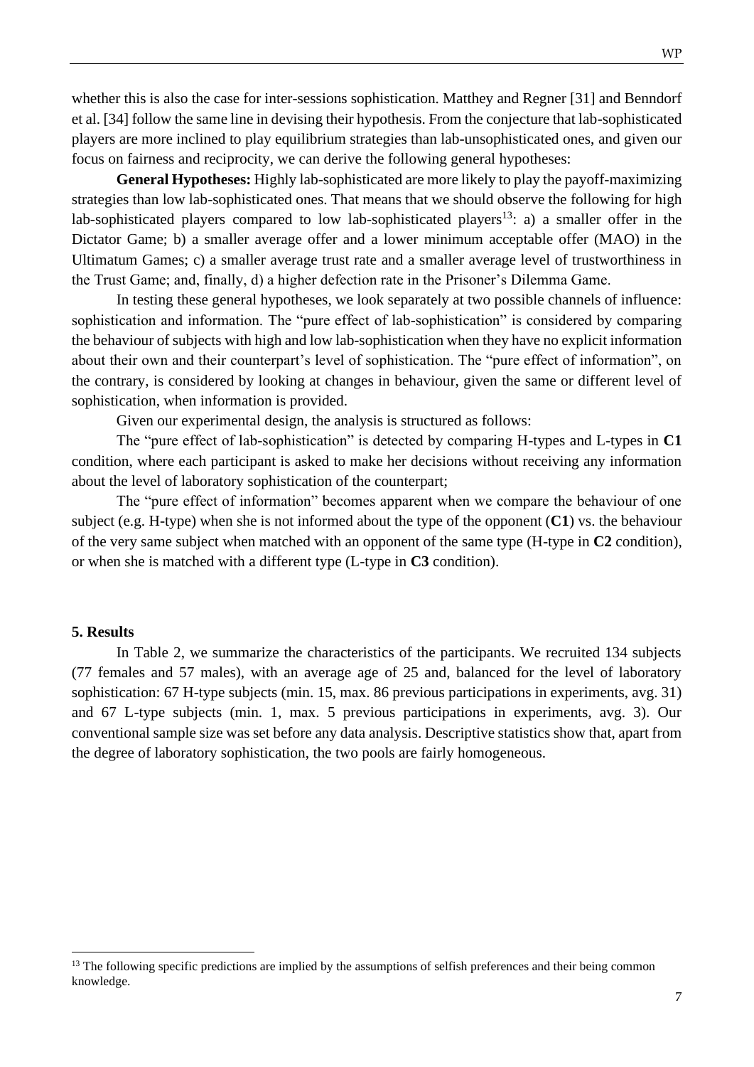whether this is also the case for inter-sessions sophistication. Matthey and Regner [31] and Benndorf et al. [34] follow the same line in devising their hypothesis. From the conjecture that lab-sophisticated players are more inclined to play equilibrium strategies than lab-unsophisticated ones, and given our focus on fairness and reciprocity, we can derive the following general hypotheses:

**General Hypotheses:** Highly lab-sophisticated are more likely to play the payoff-maximizing strategies than low lab-sophisticated ones. That means that we should observe the following for high lab-sophisticated players compared to low lab-sophisticated players[13]: a) a smaller offer in the Dictator Game; b) a smaller average offer and a lower minimum acceptable offer (MAO) in the Ultimatum Games; c) a smaller average trust rate and a smaller average level of trustworthiness in the Trust Game; and, finally, d) a higher defection rate in the Prisoner's Dilemma Game.

In testing these general hypotheses, we look separately at two possible channels of influence: sophistication and information. The "pure effect of lab-sophistication" is considered by comparing the behaviour of subjects with high and low lab-sophistication when they have no explicit information about their own and their counterpart's level of sophistication. The "pure effect of information", on the contrary, is considered by looking at changes in behaviour, given the same or different level of sophistication, when information is provided.

Given our experimental design, the analysis is structured as follows:

The "pure effect of lab-sophistication" is detected by comparing H-types and L-types in **C1** condition, where each participant is asked to make her decisions without receiving any information about the level of laboratory sophistication of the counterpart;

The "pure effect of information" becomes apparent when we compare the behaviour of one subject (e.g. H-type) when she is not informed about the type of the opponent (**C1**) vs. the behaviour of the very same subject when matched with an opponent of the same type (H-type in **C2** condition), or when she is matched with a different type (L-type in **C3** condition).

## 5. Results

In Table 2, we summarize the characteristics of the participants. We recruited 134 subjects (77 females and 57 males), with an average age of 25 and, balanced for the level of laboratory sophistication: 67 H-type subjects (min. 15, max. 86 previous participations in experiments, avg. 31) and 67 L-type subjects (min. 1, max. 5 previous participations in experiments, avg. 3). Our conventional sample size was set before any data analysis. Descriptive statistics show that, apart from the degree of laboratory sophistication, the two pools are fairly homogeneous.

---

[13] The following specific predictions are implied by the assumptions of selfish preferences and their being common knowledge.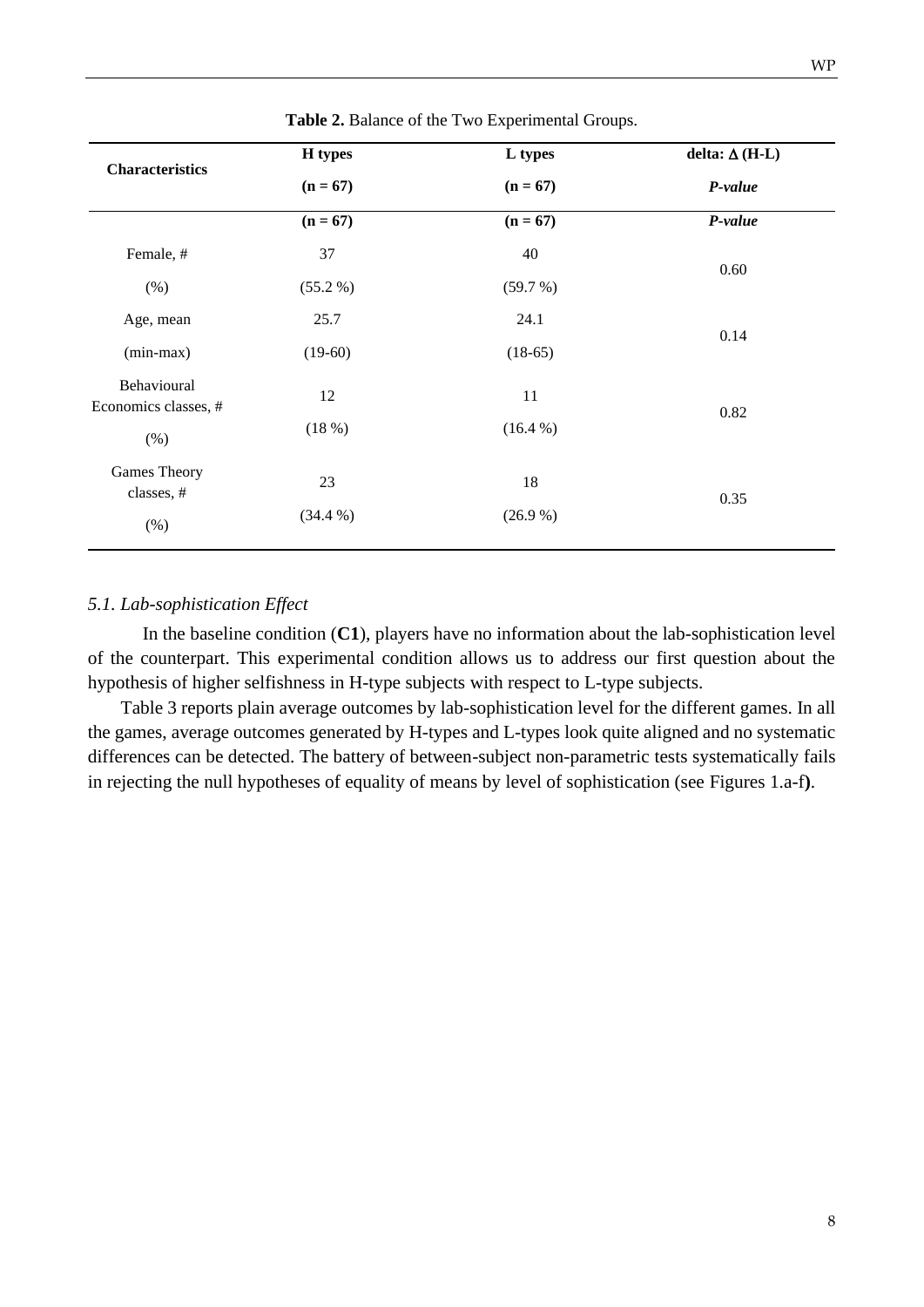**Table 2.** Balance of the Two Experimental Groups.

| Characteristics | H types (n = 67) | L types (n = 67) | delta: Δ (H-L) *P-value* |
|---|---|---|---|
| | (n = 67) | (n = 67) | *P-value* |
| Female, # | 37 | 40 | 0.60 |
| (%) | (55.2 %) | (59.7 %) | |
| Age, mean | 25.7 | 24.1 | 0.14 |
| (min-max) | (19-60) | (18-65) | |
| Behavioural Economics classes, # | 12 | 11 | 0.82 |
| (%) | (18 %) | (16.4 %) | |
| Games Theory classes, # | 23 | 18 | 0.35 |
| (%) | (34.4 %) | (26.9 %) | |

### *5.1. Lab-sophistication Effect*

In the baseline condition (**C1**), players have no information about the lab-sophistication level of the counterpart. This experimental condition allows us to address our first question about the hypothesis of higher selfishness in H-type subjects with respect to L-type subjects.

Table 3 reports plain average outcomes by lab-sophistication level for the different games. In all the games, average outcomes generated by H-types and L-types look quite aligned and no systematic differences can be detected. The battery of between-subject non-parametric tests systematically fails in rejecting the null hypotheses of equality of means by level of sophistication (see Figures 1.a-f**)**.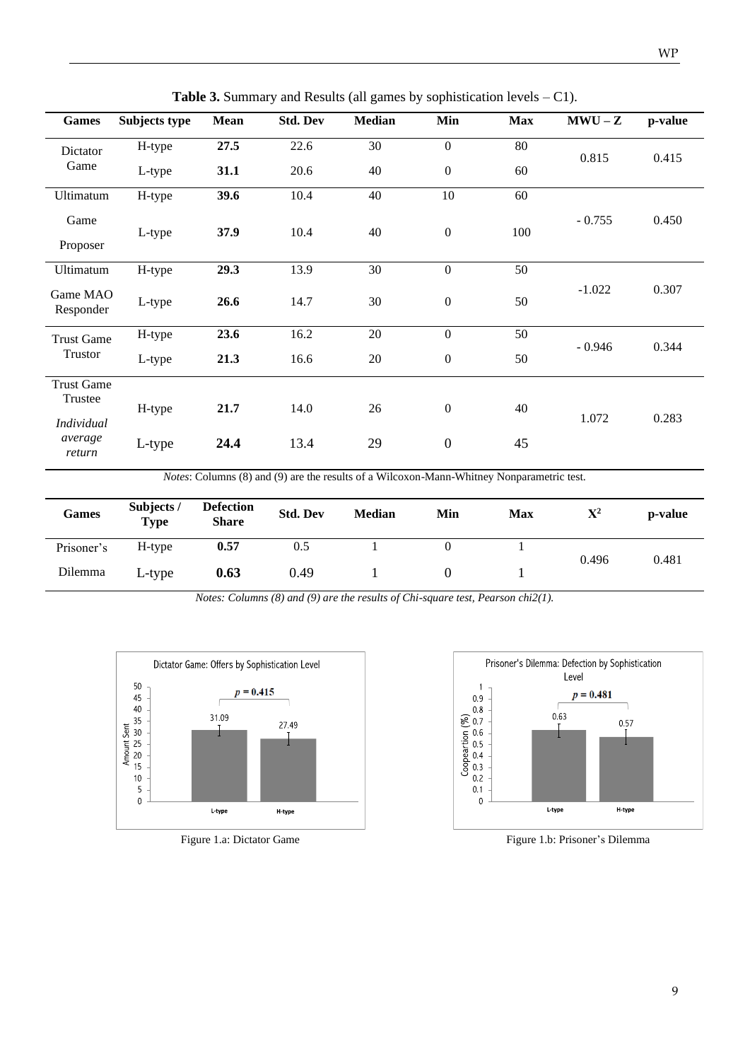**Table 3.** Summary and Results (all games by sophistication levels – C1).

| Games | Subjects type | Mean | Std. Dev | Median | Min | Max | MWU – Z | p-value |
|---|---|---|---|---|---|---|---|---|
| Dictator Game | H-type | **27.5** | 22.6 | 30 | 0 | 80 | 0.815 | 0.415 |
| | L-type | **31.1** | 20.6 | 40 | 0 | 60 | | |
| Ultimatum Game Proposer | H-type | **39.6** | 10.4 | 40 | 10 | 60 | - 0.755 | 0.450 |
| | L-type | **37.9** | 10.4 | 40 | 0 | 100 | | |
| Ultimatum Game MAO Responder | H-type | **29.3** | 13.9 | 30 | 0 | 50 | -1.022 | 0.307 |
| | L-type | **26.6** | 14.7 | 30 | 0 | 50 | | |
| Trust Game Trustor | H-type | **23.6** | 16.2 | 20 | 0 | 50 | - 0.946 | 0.344 |
| | L-type | **21.3** | 16.6 | 20 | 0 | 50 | | |
| Trust Game Trustee *Individual average return* | H-type | **21.7** | 14.0 | 26 | 0 | 40 | 1.072 | 0.283 |
| | L-type | **24.4** | 13.4 | 29 | 0 | 45 | | |

*Notes*: Columns (8) and (9) are the results of a Wilcoxon-Mann-Whitney Nonparametric test.

| Games | Subjects / Type | Defection Share | Std. Dev | Median | Min | Max | $X^2$ | p-value |
|---|---|---|---|---|---|---|---|---|
| Prisoner's Dilemma | H-type | **0.57** | 0.5 | 1 | 0 | 1 | 0.496 | 0.481 |
| | L-type | **0.63** | 0.49 | 1 | 0 | 1 | | |

*Notes: Columns (8) and (9) are the results of Chi-square test, Pearson chi2(1).*

Figure 1.a: Dictator Game

Figure 1.b: Prisoner's Dilemma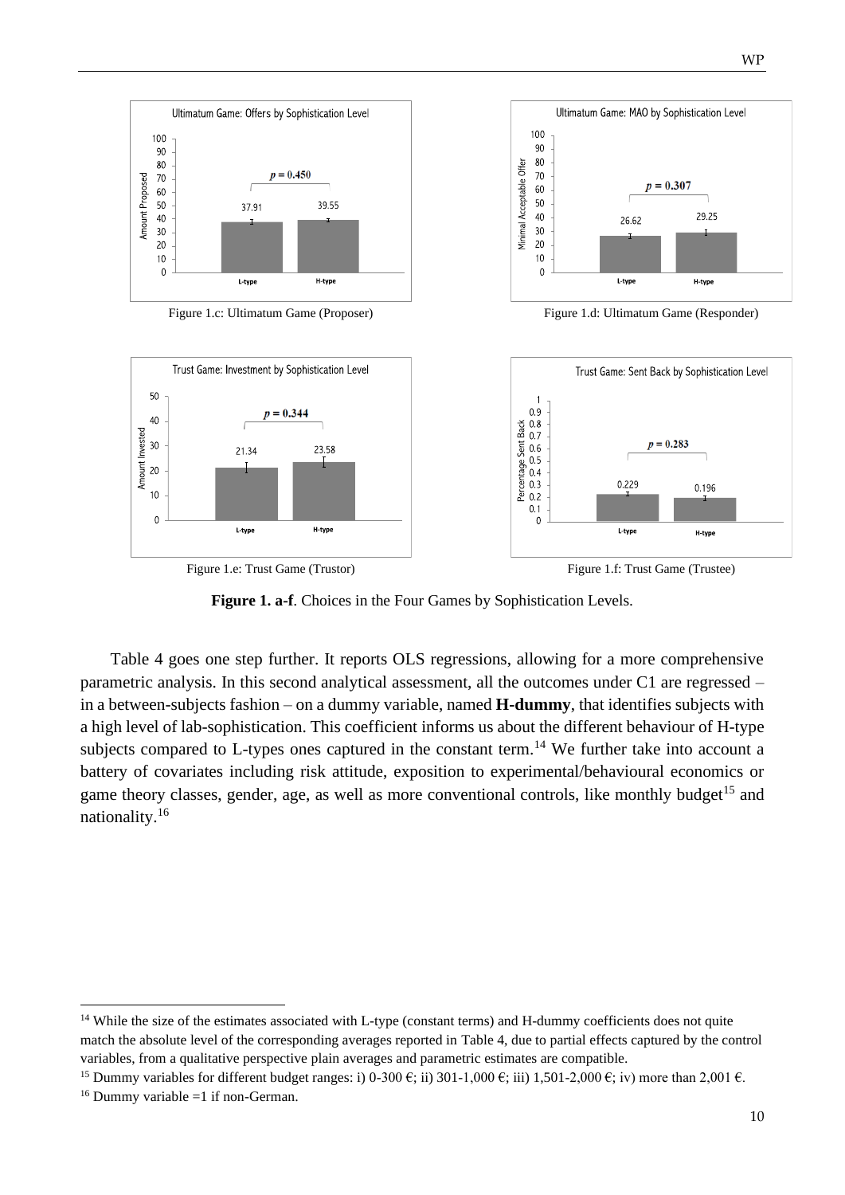Figure 1.c: Ultimatum Game (Proposer)

Figure 1.d: Ultimatum Game (Responder)

Figure 1.e: Trust Game (Trustor)

Figure 1.f: Trust Game (Trustee)

**Figure 1. a-f**. Choices in the Four Games by Sophistication Levels.

Table 4 goes one step further. It reports OLS regressions, allowing for a more comprehensive parametric analysis. In this second analytical assessment, all the outcomes under C1 are regressed – in a between-subjects fashion – on a dummy variable, named **H-dummy**, that identifies subjects with a high level of lab-sophistication. This coefficient informs us about the different behaviour of H-type subjects compared to L-types ones captured in the constant term.[14] We further take into account a battery of covariates including risk attitude, exposition to experimental/behavioural economics or game theory classes, gender, age, as well as more conventional controls, like monthly budget[15] and nationality.[16]

[14] While the size of the estimates associated with L-type (constant terms) and H-dummy coefficients does not quite match the absolute level of the corresponding averages reported in Table 4, due to partial effects captured by the control variables, from a qualitative perspective plain averages and parametric estimates are compatible.

[15] Dummy variables for different budget ranges: i) 0-300 €; ii) 301-1,000 €; iii) 1,501-2,000 €; iv) more than 2,001 €.

[16] Dummy variable =1 if non-German.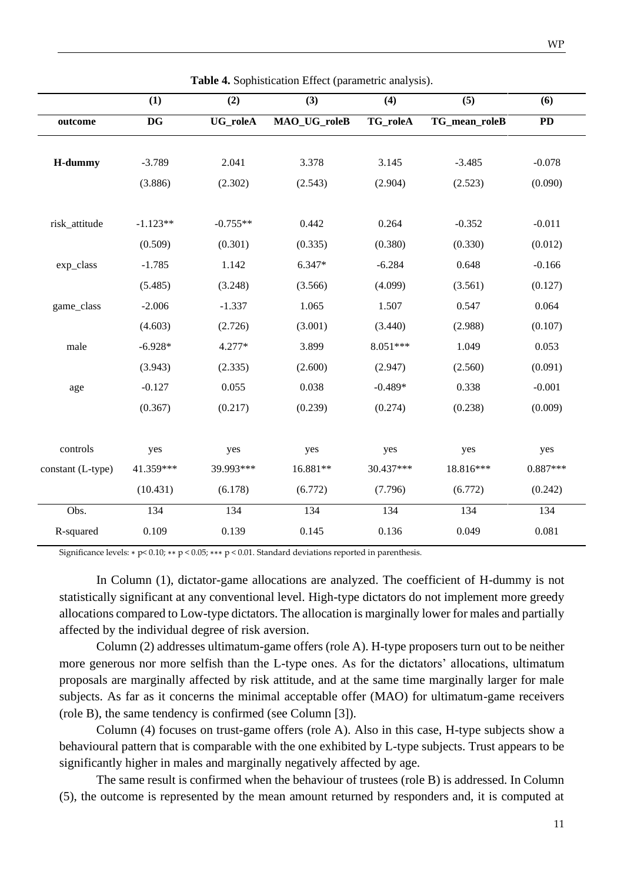**Table 4.** Sophistication Effect (parametric analysis).

| | (1) | (2) | (3) | (4) | (5) | (6) |
|---|---|---|---|---|---|---|
| **outcome** | **DG** | **UG_roleA** | **MAO_UG_roleB** | **TG_roleA** | **TG_mean_roleB** | **PD** |
| **H-dummy** | -3.789 | 2.041 | 3.378 | 3.145 | -3.485 | -0.078 |
| | (3.886) | (2.302) | (2.543) | (2.904) | (2.523) | (0.090) |
| risk_attitude | -1.123** | -0.755** | 0.442 | 0.264 | -0.352 | -0.011 |
| | (0.509) | (0.301) | (0.335) | (0.380) | (0.330) | (0.012) |
| exp_class | -1.785 | 1.142 | 6.347* | -6.284 | 0.648 | -0.166 |
| | (5.485) | (3.248) | (3.566) | (4.099) | (3.561) | (0.127) |
| game_class | -2.006 | -1.337 | 1.065 | 1.507 | 0.547 | 0.064 |
| | (4.603) | (2.726) | (3.001) | (3.440) | (2.988) | (0.107) |
| male | -6.928* | 4.277* | 3.899 | 8.051*** | 1.049 | 0.053 |
| | (3.943) | (2.335) | (2.600) | (2.947) | (2.560) | (0.091) |
| age | -0.127 | 0.055 | 0.038 | -0.489* | 0.338 | -0.001 |
| | (0.367) | (0.217) | (0.239) | (0.274) | (0.238) | (0.009) |
| controls | yes | yes | yes | yes | yes | yes |
| constant (L-type) | 41.359*** | 39.993*** | 16.881** | 30.437*** | 18.816*** | 0.887*** |
| | (10.431) | (6.178) | (6.772) | (7.796) | (6.772) | (0.242) |
| Obs. | 134 | 134 | 134 | 134 | 134 | 134 |
| R-squared | 0.109 | 0.139 | 0.145 | 0.136 | 0.049 | 0.081 |

Significance levels: * $p < 0.10$; ** $p < 0.05$; *** $p < 0.01$. Standard deviations reported in parenthesis.

In Column (1), dictator-game allocations are analyzed. The coefficient of H-dummy is not statistically significant at any conventional level. High-type dictators do not implement more greedy allocations compared to Low-type dictators. The allocation is marginally lower for males and partially affected by the individual degree of risk aversion.

Column (2) addresses ultimatum-game offers (role A). H-type proposers turn out to be neither more generous nor more selfish than the L-type ones. As for the dictators' allocations, ultimatum proposals are marginally affected by risk attitude, and at the same time marginally larger for male subjects. As far as it concerns the minimal acceptable offer (MAO) for ultimatum-game receivers (role B), the same tendency is confirmed (see Column [3]).

Column (4) focuses on trust-game offers (role A). Also in this case, H-type subjects show a behavioural pattern that is comparable with the one exhibited by L-type subjects. Trust appears to be significantly higher in males and marginally negatively affected by age.

The same result is confirmed when the behaviour of trustees (role B) is addressed. In Column (5), the outcome is represented by the mean amount returned by responders and, it is computed at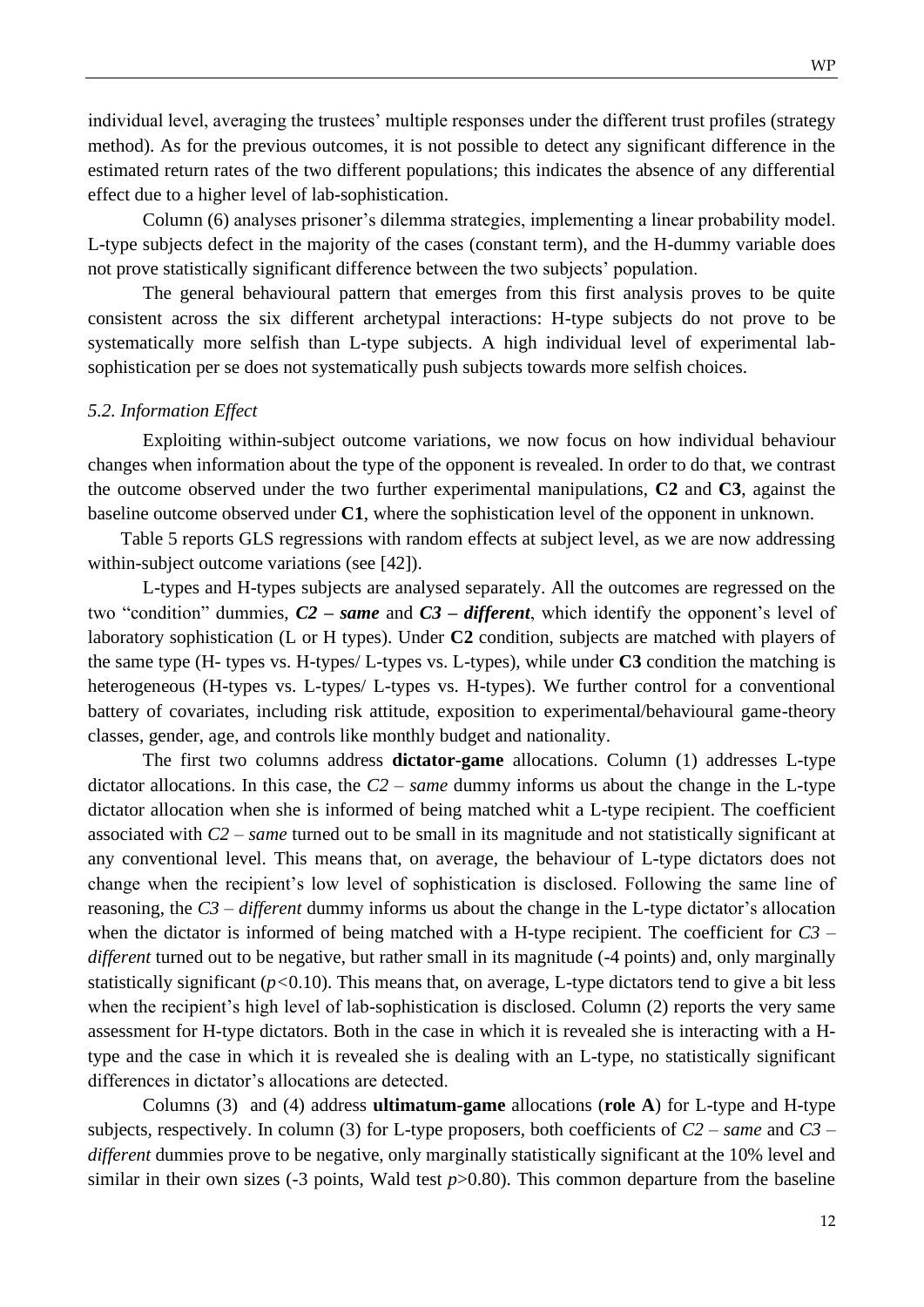individual level, averaging the trustees' multiple responses under the different trust profiles (strategy method). As for the previous outcomes, it is not possible to detect any significant difference in the estimated return rates of the two different populations; this indicates the absence of any differential effect due to a higher level of lab-sophistication.

Column (6) analyses prisoner's dilemma strategies, implementing a linear probability model. L-type subjects defect in the majority of the cases (constant term), and the H-dummy variable does not prove statistically significant difference between the two subjects' population.

The general behavioural pattern that emerges from this first analysis proves to be quite consistent across the six different archetypal interactions: H-type subjects do not prove to be systematically more selfish than L-type subjects. A high individual level of experimental lab-sophistication per se does not systematically push subjects towards more selfish choices.

### *5.2. Information Effect*

Exploiting within-subject outcome variations, we now focus on how individual behaviour changes when information about the type of the opponent is revealed. In order to do that, we contrast the outcome observed under the two further experimental manipulations, **C2** and **C3**, against the baseline outcome observed under **C1**, where the sophistication level of the opponent in unknown.

Table 5 reports GLS regressions with random effects at subject level, as we are now addressing within-subject outcome variations (see [42]).

L-types and H-types subjects are analysed separately. All the outcomes are regressed on the two "condition" dummies, ***C2 – same*** and ***C3 – different***, which identify the opponent's level of laboratory sophistication (L or H types). Under **C2** condition, subjects are matched with players of the same type (H- types vs. H-types/ L-types vs. L-types), while under **C3** condition the matching is heterogeneous (H-types vs. L-types/ L-types vs. H-types). We further control for a conventional battery of covariates, including risk attitude, exposition to experimental/behavioural game-theory classes, gender, age, and controls like monthly budget and nationality.

The first two columns address **dictator-game** allocations. Column (1) addresses L-type dictator allocations. In this case, the *C2 – same* dummy informs us about the change in the L-type dictator allocation when she is informed of being matched whit a L-type recipient. The coefficient associated with *C2 – same* turned out to be small in its magnitude and not statistically significant at any conventional level. This means that, on average, the behaviour of L-type dictators does not change when the recipient's low level of sophistication is disclosed. Following the same line of reasoning, the *C3 – different* dummy informs us about the change in the L-type dictator's allocation when the dictator is informed of being matched with a H-type recipient. The coefficient for *C3 – different* turned out to be negative, but rather small in its magnitude (-4 points) and, only marginally statistically significant ($p<0.10$). This means that, on average, L-type dictators tend to give a bit less when the recipient's high level of lab-sophistication is disclosed. Column (2) reports the very same assessment for H-type dictators. Both in the case in which it is revealed she is interacting with a H-type and the case in which it is revealed she is dealing with an L-type, no statistically significant differences in dictator's allocations are detected.

Columns (3) and (4) address **ultimatum-game** allocations (**role A**) for L-type and H-type subjects, respectively. In column (3) for L-type proposers, both coefficients of *C2 – same* and *C3 – different* dummies prove to be negative, only marginally statistically significant at the 10% level and similar in their own sizes (-3 points, Wald test $p>0.80$). This common departure from the baseline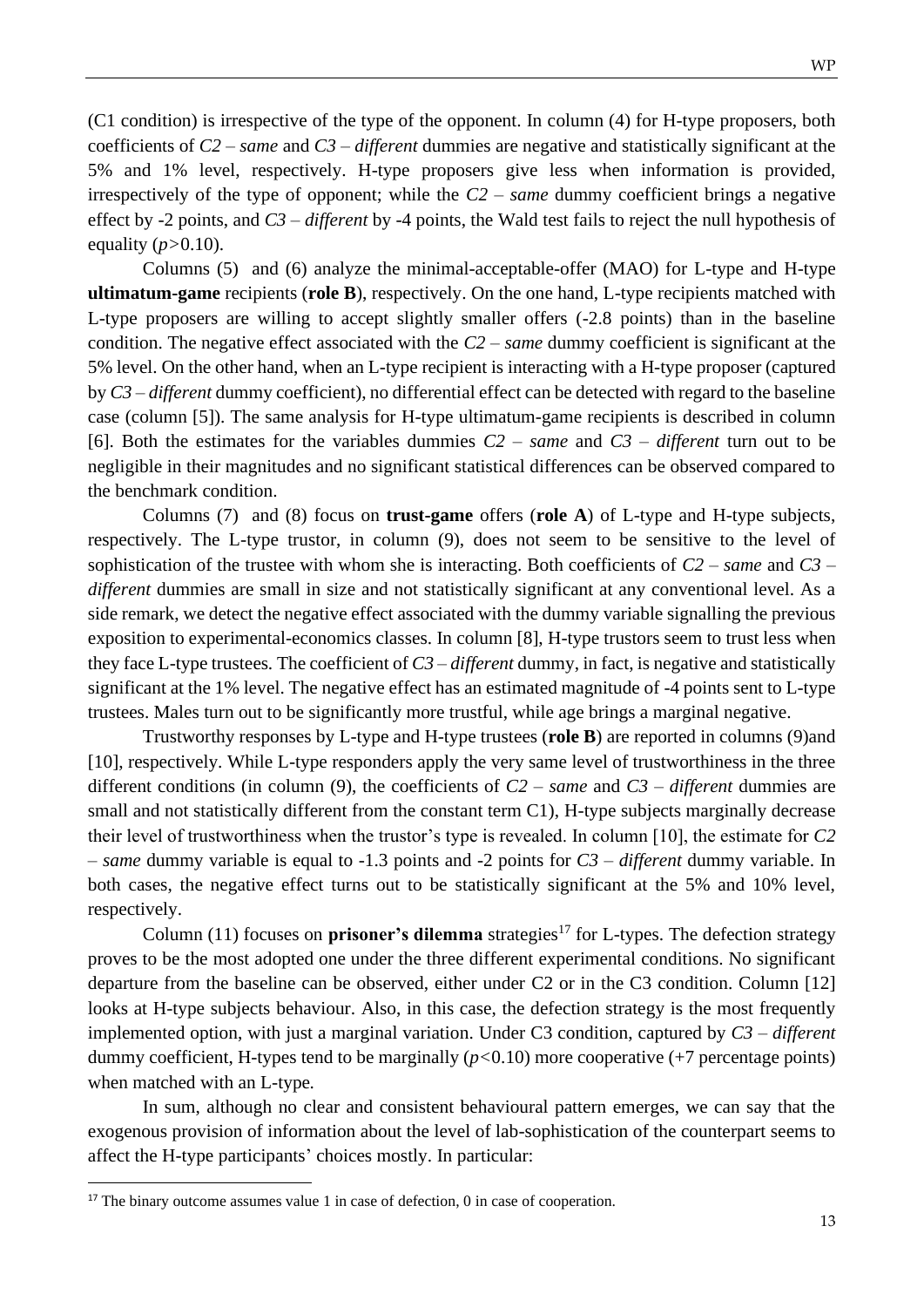(C1 condition) is irrespective of the type of the opponent. In column (4) for H-type proposers, both coefficients of *C2 – same* and *C3 – different* dummies are negative and statistically significant at the 5% and 1% level, respectively. H-type proposers give less when information is provided, irrespectively of the type of opponent; while the *C2 – same* dummy coefficient brings a negative effect by -2 points, and *C3 – different* by -4 points, the Wald test fails to reject the null hypothesis of equality ($p$>0.10).

Columns (5) and (6) analyze the minimal-acceptable-offer (MAO) for L-type and H-type **ultimatum-game** recipients (**role B**), respectively. On the one hand, L-type recipients matched with L-type proposers are willing to accept slightly smaller offers (-2.8 points) than in the baseline condition. The negative effect associated with the *C2 – same* dummy coefficient is significant at the 5% level. On the other hand, when an L-type recipient is interacting with a H-type proposer (captured by *C3 – different* dummy coefficient), no differential effect can be detected with regard to the baseline case (column [5]). The same analysis for H-type ultimatum-game recipients is described in column [6]. Both the estimates for the variables dummies *C2 – same* and *C3 – different* turn out to be negligible in their magnitudes and no significant statistical differences can be observed compared to the benchmark condition.

Columns (7) and (8) focus on **trust-game** offers (**role A**) of L-type and H-type subjects, respectively. The L-type trustor, in column (9), does not seem to be sensitive to the level of sophistication of the trustee with whom she is interacting. Both coefficients of *C2 – same* and *C3 – different* dummies are small in size and not statistically significant at any conventional level. As a side remark, we detect the negative effect associated with the dummy variable signalling the previous exposition to experimental-economics classes. In column [8], H-type trustors seem to trust less when they face L-type trustees. The coefficient of *C3 – different* dummy, in fact, is negative and statistically significant at the 1% level. The negative effect has an estimated magnitude of -4 points sent to L-type trustees. Males turn out to be significantly more trustful, while age brings a marginal negative.

Trustworthy responses by L-type and H-type trustees (**role B**) are reported in columns (9)and [10], respectively. While L-type responders apply the very same level of trustworthiness in the three different conditions (in column (9), the coefficients of *C2 – same* and *C3 – different* dummies are small and not statistically different from the constant term C1), H-type subjects marginally decrease their level of trustworthiness when the trustor's type is revealed. In column [10], the estimate for *C2 – same* dummy variable is equal to -1.3 points and -2 points for *C3 – different* dummy variable. In both cases, the negative effect turns out to be statistically significant at the 5% and 10% level, respectively.

Column (11) focuses on **prisoner's dilemma** strategies[17] for L-types. The defection strategy proves to be the most adopted one under the three different experimental conditions. No significant departure from the baseline can be observed, either under C2 or in the C3 condition. Column [12] looks at H-type subjects behaviour. Also, in this case, the defection strategy is the most frequently implemented option, with just a marginal variation. Under C3 condition, captured by *C3 – different* dummy coefficient, H-types tend to be marginally ($p$<0.10) more cooperative (+7 percentage points) when matched with an L-type.

In sum, although no clear and consistent behavioural pattern emerges, we can say that the exogenous provision of information about the level of lab-sophistication of the counterpart seems to affect the H-type participants' choices mostly. In particular:

[17] The binary outcome assumes value 1 in case of defection, 0 in case of cooperation.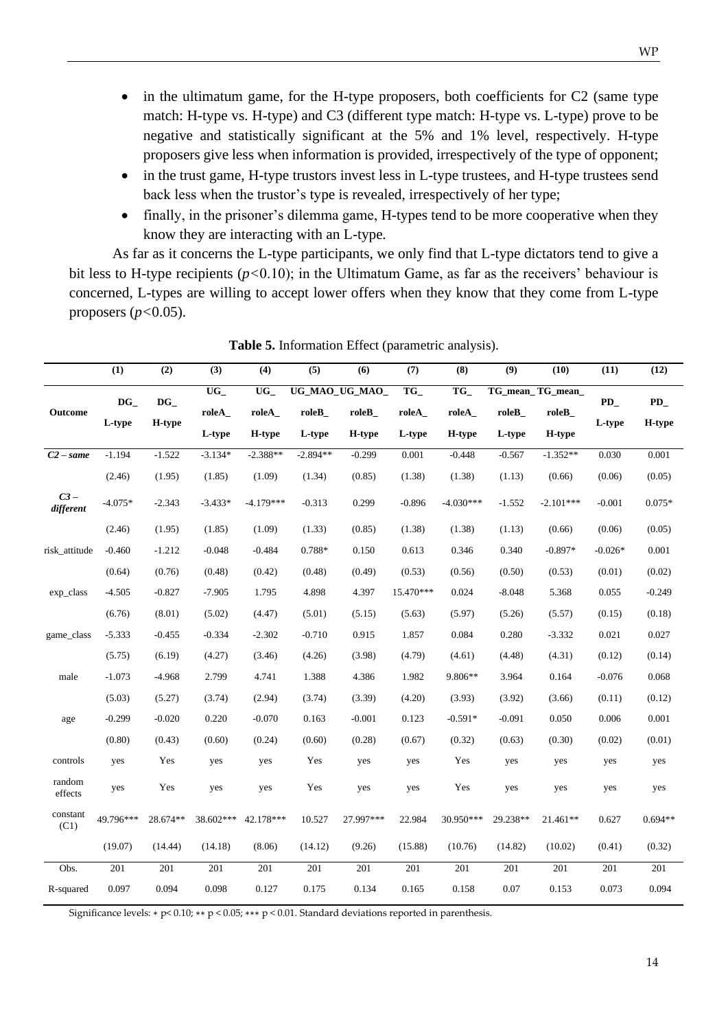- in the ultimatum game, for the H-type proposers, both coefficients for C2 (same type match: H-type vs. H-type) and C3 (different type match: H-type vs. L-type) prove to be negative and statistically significant at the 5% and 1% level, respectively. H-type proposers give less when information is provided, irrespectively of the type of opponent;
- in the trust game, H-type trustors invest less in L-type trustees, and H-type trustees send back less when the trustor's type is revealed, irrespectively of her type;
- finally, in the prisoner's dilemma game, H-types tend to be more cooperative when they know they are interacting with an L-type.

As far as it concerns the L-type participants, we only find that L-type dictators tend to give a bit less to H-type recipients ($p<0.10$); in the Ultimatum Game, as far as the receivers' behaviour is concerned, L-types are willing to accept lower offers when they know that they come from L-type proposers ($p<0.05$).

**Table 5.** Information Effect (parametric analysis).

| | (1) | (2) | (3) | (4) | (5) | (6) | (7) | (8) | (9) | (10) | (11) | (12) |
|---|---|---|---|---|---|---|---|---|---|---|---|---|
| Outcome | DG_ L-type | DG_ H-type | UG_ roleA_ L-type | UG_ roleA_ H-type | UG_MAO_ roleB_ L-type | UG_MAO_ roleB_ H-type | TG_ roleA_ L-type | TG_ roleA_ H-type | TG_mean_ roleB_ L-type | TG_mean_ roleB_ H-type | PD_ L-type | PD_ H-type |
| ***C2 – same*** | -1.194 | -1.522 | -3.134* | -2.388** | -2.894** | -0.299 | 0.001 | -0.448 | -0.567 | -1.352** | 0.030 | 0.001 |
| | (2.46) | (1.95) | (1.85) | (1.09) | (1.34) | (0.85) | (1.38) | (1.38) | (1.13) | (0.66) | (0.06) | (0.05) |
| ***C3 – different*** | -4.075* | -2.343 | -3.433* | -4.179*** | -0.313 | 0.299 | -0.896 | -4.030*** | -1.552 | -2.101*** | -0.001 | 0.075* |
| | (2.46) | (1.95) | (1.85) | (1.09) | (1.33) | (0.85) | (1.38) | (1.38) | (1.13) | (0.66) | (0.06) | (0.05) |
| risk_attitude | -0.460 | -1.212 | -0.048 | -0.484 | 0.788* | 0.150 | 0.613 | 0.346 | 0.340 | -0.897* | -0.026* | 0.001 |
| | (0.64) | (0.76) | (0.48) | (0.42) | (0.48) | (0.49) | (0.53) | (0.56) | (0.50) | (0.53) | (0.01) | (0.02) |
| exp_class | -4.505 | -0.827 | -7.905 | 1.795 | 4.898 | 4.397 | 15.470*** | 0.024 | -8.048 | 5.368 | 0.055 | -0.249 |
| | (6.76) | (8.01) | (5.02) | (4.47) | (5.01) | (5.15) | (5.63) | (5.97) | (5.26) | (5.57) | (0.15) | (0.18) |
| game_class | -5.333 | -0.455 | -0.334 | -2.302 | -0.710 | 0.915 | 1.857 | 0.084 | 0.280 | -3.332 | 0.021 | 0.027 |
| | (5.75) | (6.19) | (4.27) | (3.46) | (4.26) | (3.98) | (4.79) | (4.61) | (4.48) | (4.31) | (0.12) | (0.14) |
| male | -1.073 | -4.968 | 2.799 | 4.741 | 1.388 | 4.386 | 1.982 | 9.806** | 3.964 | 0.164 | -0.076 | 0.068 |
| | (5.03) | (5.27) | (3.74) | (2.94) | (3.74) | (3.39) | (4.20) | (3.93) | (3.92) | (3.66) | (0.11) | (0.12) |
| age | -0.299 | -0.020 | 0.220 | -0.070 | 0.163 | -0.001 | 0.123 | -0.591* | -0.091 | 0.050 | 0.006 | 0.001 |
| | (0.80) | (0.43) | (0.60) | (0.24) | (0.60) | (0.28) | (0.67) | (0.32) | (0.63) | (0.30) | (0.02) | (0.01) |
| controls | yes | Yes | yes | yes | Yes | yes | yes | Yes | yes | yes | yes | yes |
| random effects | yes | Yes | yes | yes | Yes | yes | yes | Yes | yes | yes | yes | yes |
| constant (C1) | 49.796*** | 28.674** | 38.602*** | 42.178*** | 10.527 | 27.997*** | 22.984 | 30.950*** | 29.238** | 21.461** | 0.627 | 0.694** |
| | (19.07) | (14.44) | (14.18) | (8.06) | (14.12) | (9.26) | (15.88) | (10.76) | (14.82) | (10.02) | (0.41) | (0.32) |
| Obs. | 201 | 201 | 201 | 201 | 201 | 201 | 201 | 201 | 201 | 201 | 201 | 201 |
| R-squared | 0.097 | 0.094 | 0.098 | 0.127 | 0.175 | 0.134 | 0.165 | 0.158 | 0.07 | 0.153 | 0.073 | 0.094 |

Significance levels: * $p<0.10$; ** $p<0.05$; *** $p<0.01$. Standard deviations reported in parenthesis.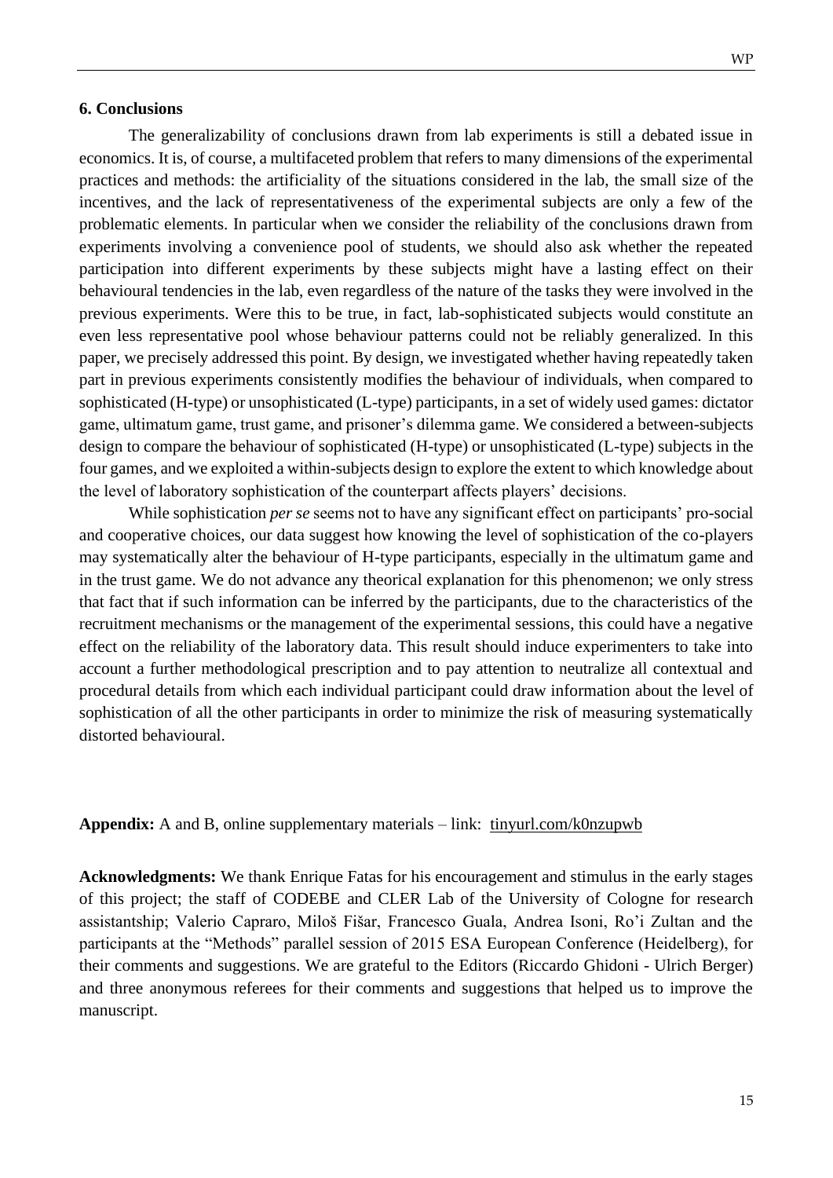## 6. Conclusions

The generalizability of conclusions drawn from lab experiments is still a debated issue in economics. It is, of course, a multifaceted problem that refers to many dimensions of the experimental practices and methods: the artificiality of the situations considered in the lab, the small size of the incentives, and the lack of representativeness of the experimental subjects are only a few of the problematic elements. In particular when we consider the reliability of the conclusions drawn from experiments involving a convenience pool of students, we should also ask whether the repeated participation into different experiments by these subjects might have a lasting effect on their behavioural tendencies in the lab, even regardless of the nature of the tasks they were involved in the previous experiments. Were this to be true, in fact, lab-sophisticated subjects would constitute an even less representative pool whose behaviour patterns could not be reliably generalized. In this paper, we precisely addressed this point. By design, we investigated whether having repeatedly taken part in previous experiments consistently modifies the behaviour of individuals, when compared to sophisticated (H-type) or unsophisticated (L-type) participants, in a set of widely used games: dictator game, ultimatum game, trust game, and prisoner's dilemma game. We considered a between-subjects design to compare the behaviour of sophisticated (H-type) or unsophisticated (L-type) subjects in the four games, and we exploited a within-subjects design to explore the extent to which knowledge about the level of laboratory sophistication of the counterpart affects players' decisions.

While sophistication *per se* seems not to have any significant effect on participants' pro-social and cooperative choices, our data suggest how knowing the level of sophistication of the co-players may systematically alter the behaviour of H-type participants, especially in the ultimatum game and in the trust game. We do not advance any theorical explanation for this phenomenon; we only stress that fact that if such information can be inferred by the participants, due to the characteristics of the recruitment mechanisms or the management of the experimental sessions, this could have a negative effect on the reliability of the laboratory data. This result should induce experimenters to take into account a further methodological prescription and to pay attention to neutralize all contextual and procedural details from which each individual participant could draw information about the level of sophistication of all the other participants in order to minimize the risk of measuring systematically distorted behavioural.

**Appendix:** A and B, online supplementary materials – link: tinyurl.com/k0nzupwb

**Acknowledgments:** We thank Enrique Fatas for his encouragement and stimulus in the early stages of this project; the staff of CODEBE and CLER Lab of the University of Cologne for research assistantship; Valerio Capraro, Miloš Fišar, Francesco Guala, Andrea Isoni, Ro'i Zultan and the participants at the "Methods" parallel session of 2015 ESA European Conference (Heidelberg), for their comments and suggestions. We are grateful to the Editors (Riccardo Ghidoni - Ulrich Berger) and three anonymous referees for their comments and suggestions that helped us to improve the manuscript.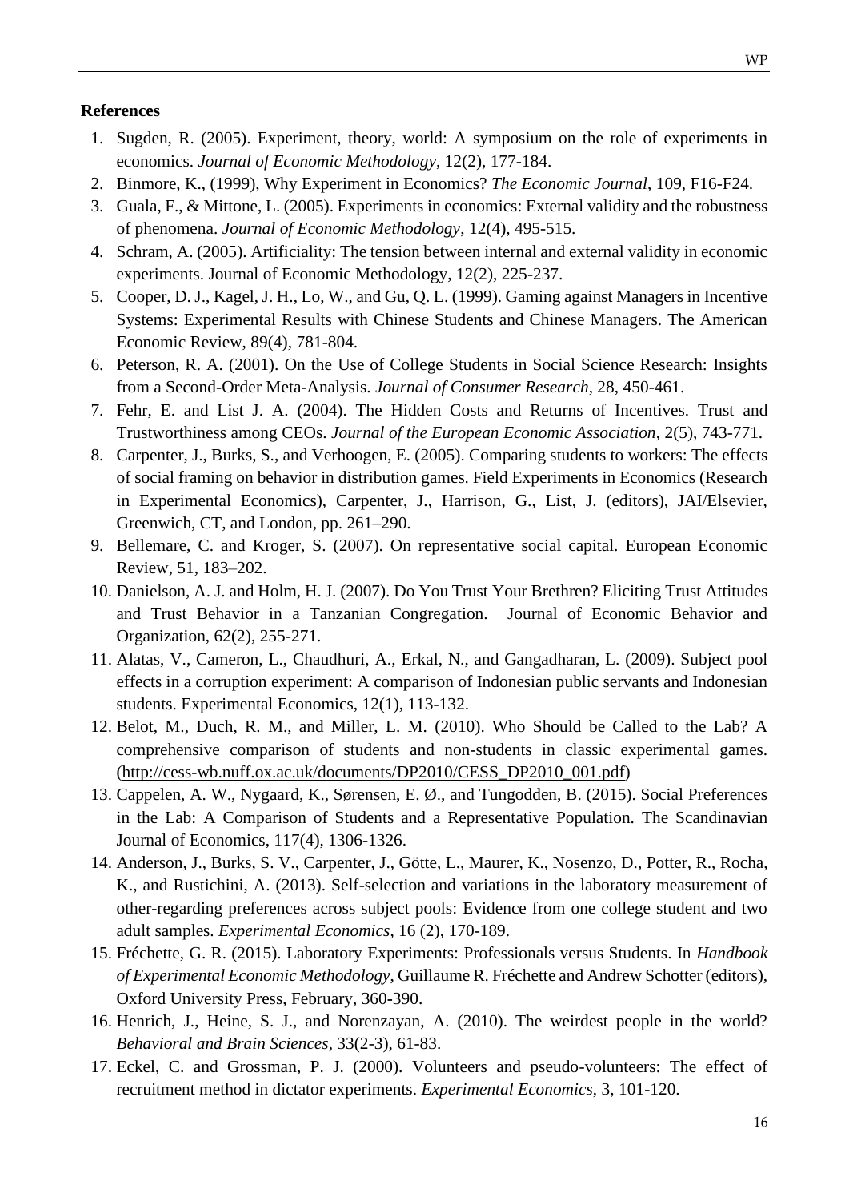**References**

1. Sugden, R. (2005). Experiment, theory, world: A symposium on the role of experiments in economics. *Journal of Economic Methodology*, 12(2), 177-184.
2. Binmore, K., (1999), Why Experiment in Economics? *The Economic Journal*, 109, F16-F24.
3. Guala, F., & Mittone, L. (2005). Experiments in economics: External validity and the robustness of phenomena. *Journal of Economic Methodology*, 12(4), 495-515.
4. Schram, A. (2005). Artificiality: The tension between internal and external validity in economic experiments. Journal of Economic Methodology, 12(2), 225-237.
5. Cooper, D. J., Kagel, J. H., Lo, W., and Gu, Q. L. (1999). Gaming against Managers in Incentive Systems: Experimental Results with Chinese Students and Chinese Managers. The American Economic Review, 89(4), 781-804.
6. Peterson, R. A. (2001). On the Use of College Students in Social Science Research: Insights from a Second-Order Meta-Analysis. *Journal of Consumer Research*, 28, 450-461.
7. Fehr, E. and List J. A. (2004). The Hidden Costs and Returns of Incentives. Trust and Trustworthiness among CEOs. *Journal of the European Economic Association*, 2(5), 743-771.
8. Carpenter, J., Burks, S., and Verhoogen, E. (2005). Comparing students to workers: The effects of social framing on behavior in distribution games. Field Experiments in Economics (Research in Experimental Economics), Carpenter, J., Harrison, G., List, J. (editors), JAI/Elsevier, Greenwich, CT, and London, pp. 261–290.
9. Bellemare, C. and Kroger, S. (2007). On representative social capital. European Economic Review, 51, 183–202.
10. Danielson, A. J. and Holm, H. J. (2007). Do You Trust Your Brethren? Eliciting Trust Attitudes and Trust Behavior in a Tanzanian Congregation. Journal of Economic Behavior and Organization, 62(2), 255-271.
11. Alatas, V., Cameron, L., Chaudhuri, A., Erkal, N., and Gangadharan, L. (2009). Subject pool effects in a corruption experiment: A comparison of Indonesian public servants and Indonesian students. Experimental Economics, 12(1), 113-132.
12. Belot, M., Duch, R. M., and Miller, L. M. (2010). Who Should be Called to the Lab? A comprehensive comparison of students and non-students in classic experimental games. (http://cess-wb.nuff.ox.ac.uk/documents/DP2010/CESS_DP2010_001.pdf)
13. Cappelen, A. W., Nygaard, K., Sørensen, E. Ø., and Tungodden, B. (2015). Social Preferences in the Lab: A Comparison of Students and a Representative Population. The Scandinavian Journal of Economics, 117(4), 1306-1326.
14. Anderson, J., Burks, S. V., Carpenter, J., Götte, L., Maurer, K., Nosenzo, D., Potter, R., Rocha, K., and Rustichini, A. (2013). Self-selection and variations in the laboratory measurement of other-regarding preferences across subject pools: Evidence from one college student and two adult samples. *Experimental Economics*, 16 (2), 170-189.
15. Fréchette, G. R. (2015). Laboratory Experiments: Professionals versus Students. In *Handbook of Experimental Economic Methodology*, Guillaume R. Fréchette and Andrew Schotter (editors), Oxford University Press, February, 360-390.
16. Henrich, J., Heine, S. J., and Norenzayan, A. (2010). The weirdest people in the world? *Behavioral and Brain Sciences*, 33(2-3), 61-83.
17. Eckel, C. and Grossman, P. J. (2000). Volunteers and pseudo-volunteers: The effect of recruitment method in dictator experiments. *Experimental Economics*, 3, 101-120.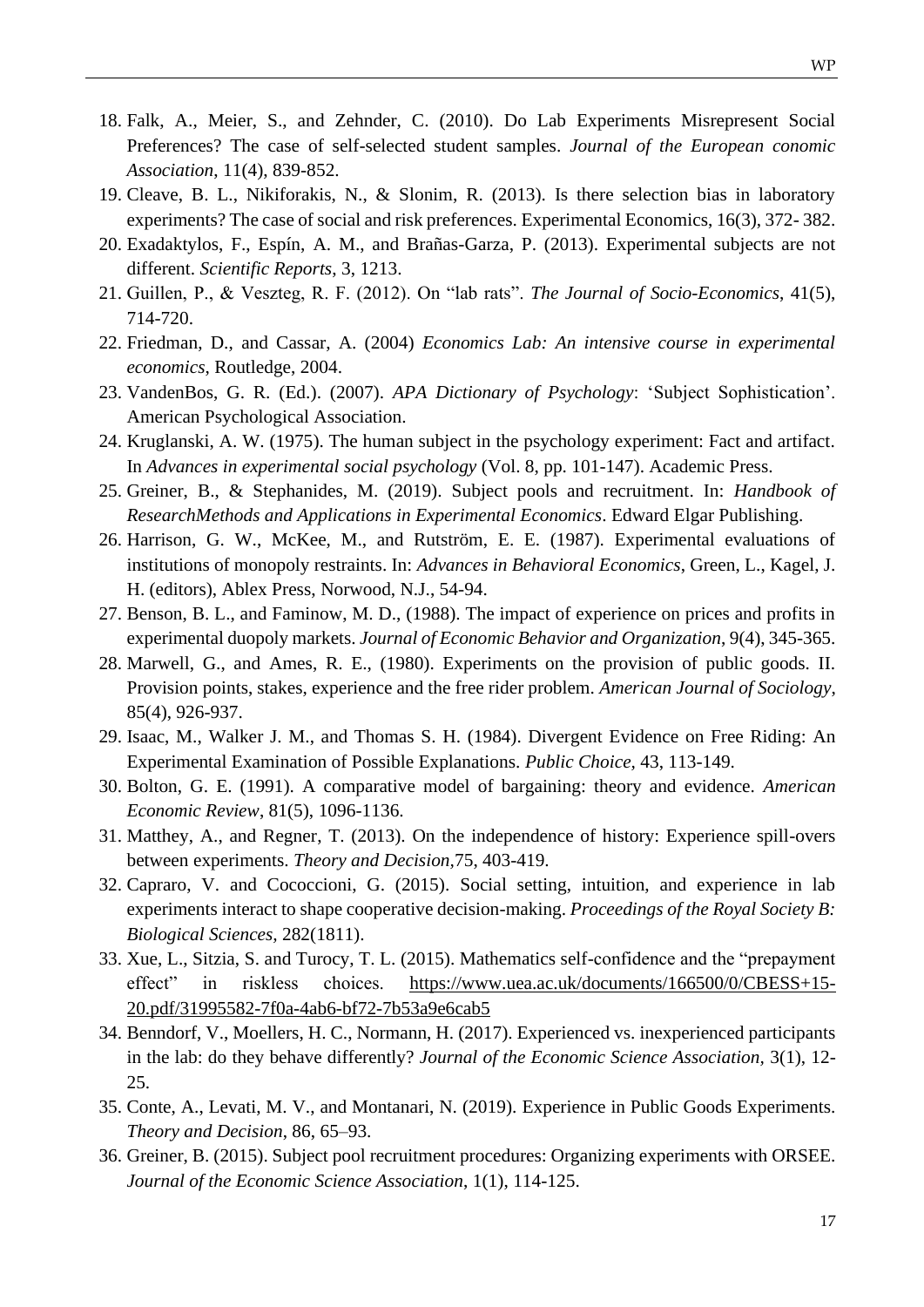18. Falk, A., Meier, S., and Zehnder, C. (2010). Do Lab Experiments Misrepresent Social Preferences? The case of self-selected student samples. *Journal of the European conomic Association*, 11(4), 839-852.
19. Cleave, B. L., Nikiforakis, N., & Slonim, R. (2013). Is there selection bias in laboratory experiments? The case of social and risk preferences. Experimental Economics, 16(3), 372- 382.
20. Exadaktylos, F., Espín, A. M., and Brañas-Garza, P. (2013). Experimental subjects are not different. *Scientific Reports*, 3, 1213.
21. Guillen, P., & Veszteg, R. F. (2012). On "lab rats". *The Journal of Socio-Economics*, 41(5), 714-720.
22. Friedman, D., and Cassar, A. (2004) *Economics Lab: An intensive course in experimental economics*, Routledge, 2004.
23. VandenBos, G. R. (Ed.). (2007). *APA Dictionary of Psychology*: 'Subject Sophistication'. American Psychological Association.
24. Kruglanski, A. W. (1975). The human subject in the psychology experiment: Fact and artifact. In *Advances in experimental social psychology* (Vol. 8, pp. 101-147). Academic Press.
25. Greiner, B., & Stephanides, M. (2019). Subject pools and recruitment. In: *Handbook of ResearchMethods and Applications in Experimental Economics*. Edward Elgar Publishing.
26. Harrison, G. W., McKee, M., and Rutström, E. E. (1987). Experimental evaluations of institutions of monopoly restraints. In: *Advances in Behavioral Economics*, Green, L., Kagel, J. H. (editors), Ablex Press, Norwood, N.J., 54-94.
27. Benson, B. L., and Faminow, M. D., (1988). The impact of experience on prices and profits in experimental duopoly markets. *Journal of Economic Behavior and Organization*, 9(4), 345-365.
28. Marwell, G., and Ames, R. E., (1980). Experiments on the provision of public goods. II. Provision points, stakes, experience and the free rider problem. *American Journal of Sociology*, 85(4), 926-937.
29. Isaac, M., Walker J. M., and Thomas S. H. (1984). Divergent Evidence on Free Riding: An Experimental Examination of Possible Explanations. *Public Choice*, 43, 113-149.
30. Bolton, G. E. (1991). A comparative model of bargaining: theory and evidence. *American Economic Review*, 81(5), 1096-1136.
31. Matthey, A., and Regner, T. (2013). On the independence of history: Experience spill-overs between experiments. *Theory and Decision*,75, 403-419.
32. Capraro, V. and Cococcioni, G. (2015). Social setting, intuition, and experience in lab experiments interact to shape cooperative decision-making. *Proceedings of the Royal Society B: Biological Sciences*, 282(1811).
33. Xue, L., Sitzia, S. and Turocy, T. L. (2015). Mathematics self-confidence and the "prepayment effect" in riskless choices. https://www.uea.ac.uk/documents/166500/0/CBESS+15-20.pdf/31995582-7f0a-4ab6-bf72-7b53a9e6cab5
34. Benndorf, V., Moellers, H. C., Normann, H. (2017). Experienced vs. inexperienced participants in the lab: do they behave differently? *Journal of the Economic Science Association*, 3(1), 12-25.
35. Conte, A., Levati, M. V., and Montanari, N. (2019). Experience in Public Goods Experiments. *Theory and Decision*, 86, 65–93.
36. Greiner, B. (2015). Subject pool recruitment procedures: Organizing experiments with ORSEE. *Journal of the Economic Science Association*, 1(1), 114-125.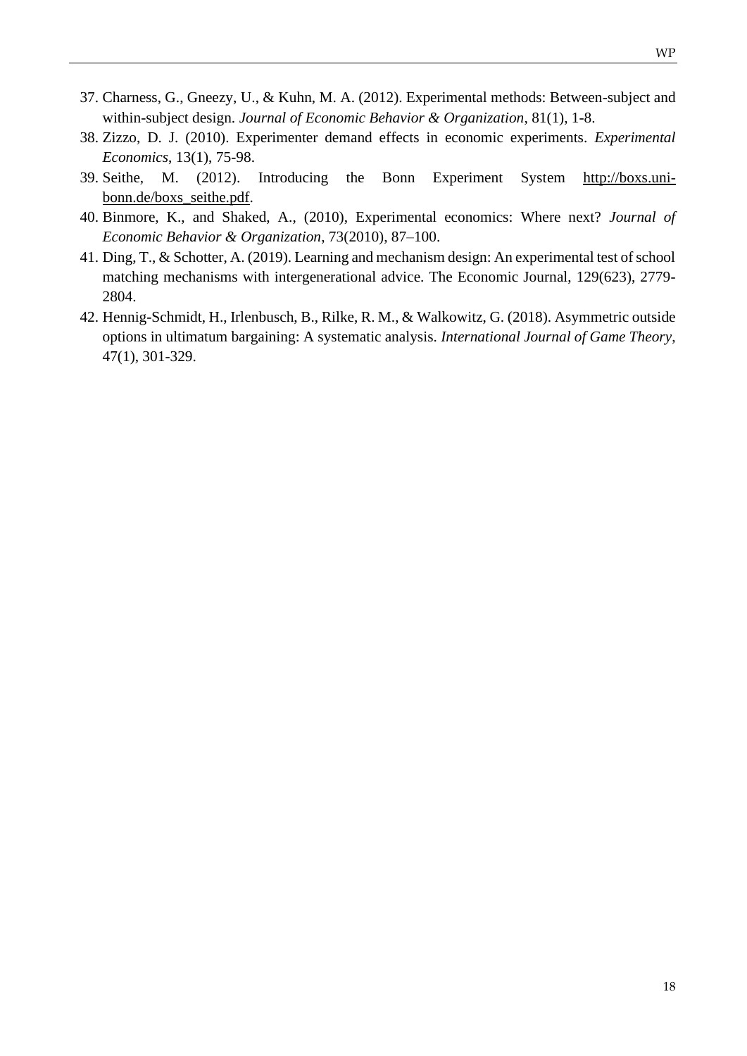37. Charness, G., Gneezy, U., & Kuhn, M. A. (2012). Experimental methods: Between-subject and within-subject design. *Journal of Economic Behavior & Organization*, 81(1), 1-8.
38. Zizzo, D. J. (2010). Experimenter demand effects in economic experiments. *Experimental Economics*, 13(1), 75-98.
39. Seithe, M. (2012). Introducing the Bonn Experiment System http://boxs.uni-bonn.de/boxs_seithe.pdf.
40. Binmore, K., and Shaked, A., (2010), Experimental economics: Where next? *Journal of Economic Behavior & Organization*, 73(2010), 87–100.
41. Ding, T., & Schotter, A. (2019). Learning and mechanism design: An experimental test of school matching mechanisms with intergenerational advice. The Economic Journal, 129(623), 2779-2804.
42. Hennig-Schmidt, H., Irlenbusch, B., Rilke, R. M., & Walkowitz, G. (2018). Asymmetric outside options in ultimatum bargaining: A systematic analysis. *International Journal of Game Theory*, 47(1), 301-329.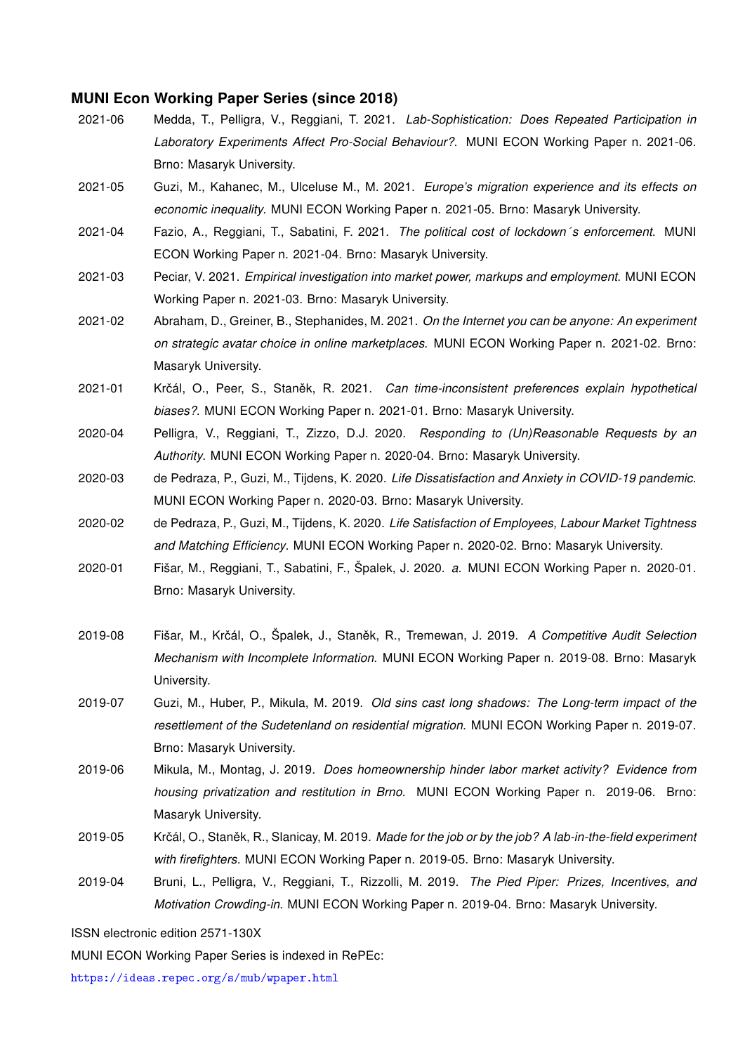### MUNI Econ Working Paper Series (since 2018)

2021-06 Medda, T., Pelligra, V., Reggiani, T. 2021. *Lab-Sophistication: Does Repeated Participation in Laboratory Experiments Affect Pro-Social Behaviour?*. MUNI ECON Working Paper n. 2021-06. Brno: Masaryk University.

2021-05 Guzi, M., Kahanec, M., Ulceluse M., M. 2021. *Europe's migration experience and its effects on economic inequality*. MUNI ECON Working Paper n. 2021-05. Brno: Masaryk University.

2021-04 Fazio, A., Reggiani, T., Sabatini, F. 2021. *The political cost of lockdown´s enforcement*. MUNI ECON Working Paper n. 2021-04. Brno: Masaryk University.

2021-03 Peciar, V. 2021. *Empirical investigation into market power, markups and employment*. MUNI ECON Working Paper n. 2021-03. Brno: Masaryk University.

2021-02 Abraham, D., Greiner, B., Stephanides, M. 2021. *On the Internet you can be anyone: An experiment on strategic avatar choice in online marketplaces*. MUNI ECON Working Paper n. 2021-02. Brno: Masaryk University.

2021-01 Krčál, O., Peer, S., Staněk, R. 2021. *Can time-inconsistent preferences explain hypothetical biases?*. MUNI ECON Working Paper n. 2021-01. Brno: Masaryk University.

2020-04 Pelligra, V., Reggiani, T., Zizzo, D.J. 2020. *Responding to (Un)Reasonable Requests by an Authority*. MUNI ECON Working Paper n. 2020-04. Brno: Masaryk University.

2020-03 de Pedraza, P., Guzi, M., Tijdens, K. 2020. *Life Dissatisfaction and Anxiety in COVID-19 pandemic*. MUNI ECON Working Paper n. 2020-03. Brno: Masaryk University.

2020-02 de Pedraza, P., Guzi, M., Tijdens, K. 2020. *Life Satisfaction of Employees, Labour Market Tightness and Matching Efficiency*. MUNI ECON Working Paper n. 2020-02. Brno: Masaryk University.

2020-01 Fišar, M., Reggiani, T., Sabatini, F., Špalek, J. 2020. *a*. MUNI ECON Working Paper n. 2020-01. Brno: Masaryk University.

2019-08 Fišar, M., Krčál, O., Špalek, J., Staněk, R., Tremewan, J. 2019. *A Competitive Audit Selection Mechanism with Incomplete Information*. MUNI ECON Working Paper n. 2019-08. Brno: Masaryk University.

2019-07 Guzi, M., Huber, P., Mikula, M. 2019. *Old sins cast long shadows: The Long-term impact of the resettlement of the Sudetenland on residential migration.* MUNI ECON Working Paper n. 2019-07. Brno: Masaryk University.

2019-06 Mikula, M., Montag, J. 2019. *Does homeownership hinder labor market activity? Evidence from housing privatization and restitution in Brno.* MUNI ECON Working Paper n. 2019-06. Brno: Masaryk University.

2019-05 Krčál, O., Staněk, R., Slanicay, M. 2019. *Made for the job or by the job? A lab-in-the-field experiment with firefighters.* MUNI ECON Working Paper n. 2019-05. Brno: Masaryk University.

2019-04 Bruni, L., Pelligra, V., Reggiani, T., Rizzolli, M. 2019. *The Pied Piper: Prizes, Incentives, and Motivation Crowding-in*. MUNI ECON Working Paper n. 2019-04. Brno: Masaryk University.

ISSN electronic edition 2571-130X

MUNI ECON Working Paper Series is indexed in RePEc:
https://ideas.repec.org/s/mub/wpaper.html